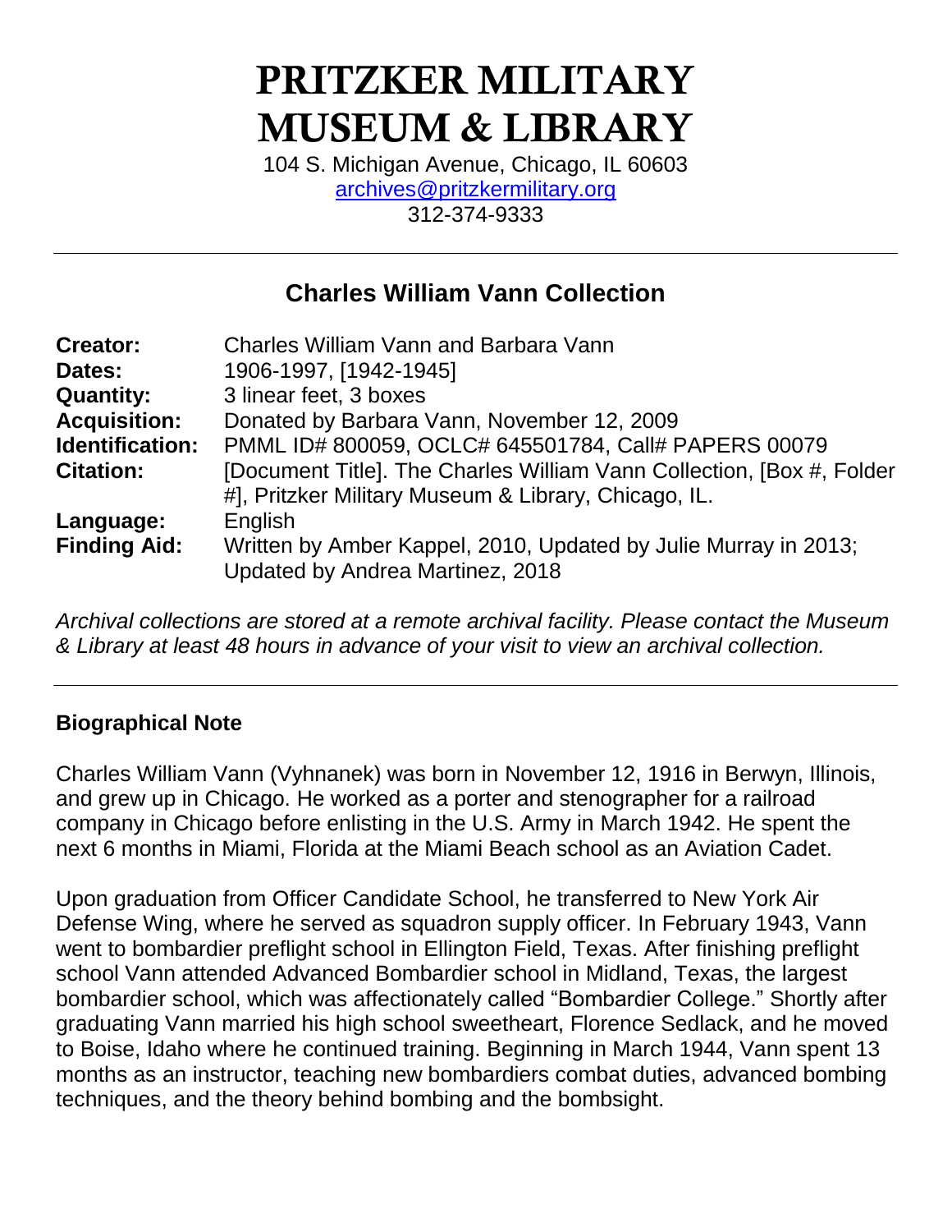# PRITZKER MILITARY MUSEUM & LIBRARY

104 S. Michigan Avenue, Chicago, IL 60603
archives@pritzkermilitary.org
312-374-9333

---

## Charles William Vann Collection

| | |
|---|---|
| **Creator:** | Charles William Vann and Barbara Vann |
| **Dates:** | 1906-1997, [1942-1945] |
| **Quantity:** | 3 linear feet, 3 boxes |
| **Acquisition:** | Donated by Barbara Vann, November 12, 2009 |
| **Identification:** | PMML ID# 800059, OCLC# 645501784, Call# PAPERS 00079 |
| **Citation:** | [Document Title]. The Charles William Vann Collection, [Box #, Folder #], Pritzker Military Museum & Library, Chicago, IL. |
| **Language:** | English |
| **Finding Aid:** | Written by Amber Kappel, 2010, Updated by Julie Murray in 2013; Updated by Andrea Martinez, 2018 |

*Archival collections are stored at a remote archival facility. Please contact the Museum & Library at least 48 hours in advance of your visit to view an archival collection.*

---

### Biographical Note

Charles William Vann (Vyhnanek) was born in November 12, 1916 in Berwyn, Illinois, and grew up in Chicago. He worked as a porter and stenographer for a railroad company in Chicago before enlisting in the U.S. Army in March 1942. He spent the next 6 months in Miami, Florida at the Miami Beach school as an Aviation Cadet.

Upon graduation from Officer Candidate School, he transferred to New York Air Defense Wing, where he served as squadron supply officer. In February 1943, Vann went to bombardier preflight school in Ellington Field, Texas. After finishing preflight school Vann attended Advanced Bombardier school in Midland, Texas, the largest bombardier school, which was affectionately called "Bombardier College." Shortly after graduating Vann married his high school sweetheart, Florence Sedlack, and he moved to Boise, Idaho where he continued training. Beginning in March 1944, Vann spent 13 months as an instructor, teaching new bombardiers combat duties, advanced bombing techniques, and the theory behind bombing and the bombsight.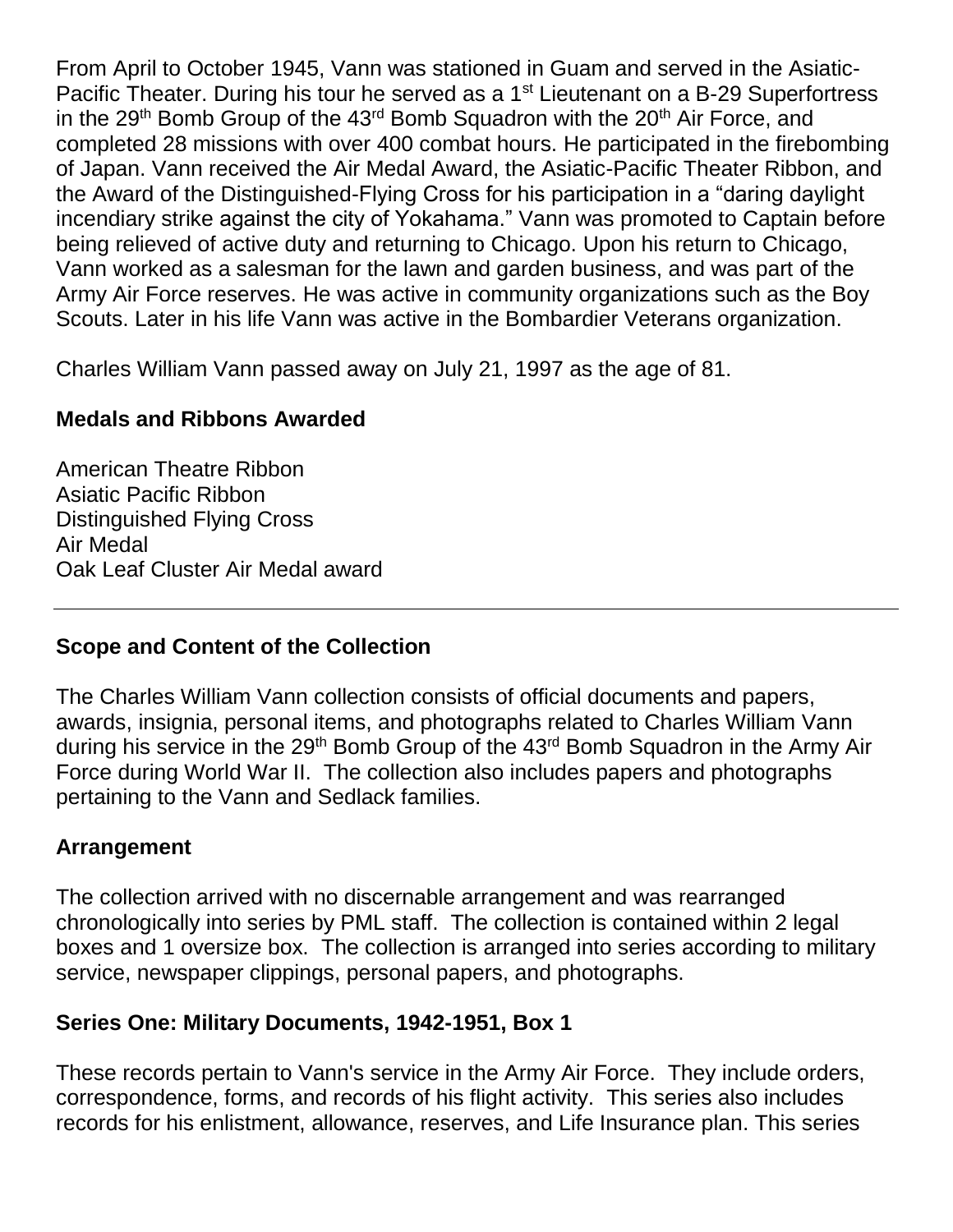From April to October 1945, Vann was stationed in Guam and served in the Asiatic-Pacific Theater. During his tour he served as a 1st Lieutenant on a B-29 Superfortress in the 29th Bomb Group of the 43rd Bomb Squadron with the 20th Air Force, and completed 28 missions with over 400 combat hours. He participated in the firebombing of Japan. Vann received the Air Medal Award, the Asiatic-Pacific Theater Ribbon, and the Award of the Distinguished-Flying Cross for his participation in a "daring daylight incendiary strike against the city of Yokahama." Vann was promoted to Captain before being relieved of active duty and returning to Chicago. Upon his return to Chicago, Vann worked as a salesman for the lawn and garden business, and was part of the Army Air Force reserves. He was active in community organizations such as the Boy Scouts. Later in his life Vann was active in the Bombardier Veterans organization.

Charles William Vann passed away on July 21, 1997 as the age of 81.

**Medals and Ribbons Awarded**

American Theatre Ribbon
Asiatic Pacific Ribbon
Distinguished Flying Cross
Air Medal
Oak Leaf Cluster Air Medal award

---

**Scope and Content of the Collection**

The Charles William Vann collection consists of official documents and papers, awards, insignia, personal items, and photographs related to Charles William Vann during his service in the 29th Bomb Group of the 43rd Bomb Squadron in the Army Air Force during World War II. The collection also includes papers and photographs pertaining to the Vann and Sedlack families.

**Arrangement**

The collection arrived with no discernable arrangement and was rearranged chronologically into series by PML staff. The collection is contained within 2 legal boxes and 1 oversize box. The collection is arranged into series according to military service, newspaper clippings, personal papers, and photographs.

**Series One: Military Documents, 1942-1951, Box 1**

These records pertain to Vann's service in the Army Air Force. They include orders, correspondence, forms, and records of his flight activity. This series also includes records for his enlistment, allowance, reserves, and Life Insurance plan. This series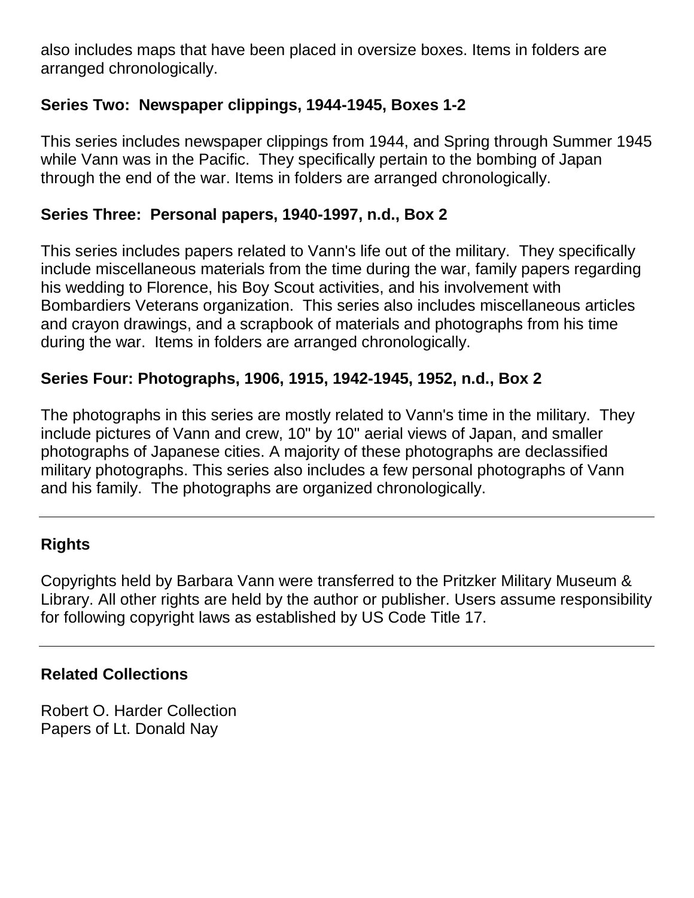also includes maps that have been placed in oversize boxes. Items in folders are arranged chronologically.

**Series Two: Newspaper clippings, 1944-1945, Boxes 1-2**

This series includes newspaper clippings from 1944, and Spring through Summer 1945 while Vann was in the Pacific. They specifically pertain to the bombing of Japan through the end of the war. Items in folders are arranged chronologically.

**Series Three: Personal papers, 1940-1997, n.d., Box 2**

This series includes papers related to Vann's life out of the military. They specifically include miscellaneous materials from the time during the war, family papers regarding his wedding to Florence, his Boy Scout activities, and his involvement with Bombardiers Veterans organization. This series also includes miscellaneous articles and crayon drawings, and a scrapbook of materials and photographs from his time during the war. Items in folders are arranged chronologically.

**Series Four: Photographs, 1906, 1915, 1942-1945, 1952, n.d., Box 2**

The photographs in this series are mostly related to Vann's time in the military. They include pictures of Vann and crew, 10" by 10" aerial views of Japan, and smaller photographs of Japanese cities. A majority of these photographs are declassified military photographs. This series also includes a few personal photographs of Vann and his family. The photographs are organized chronologically.

---

## Rights

Copyrights held by Barbara Vann were transferred to the Pritzker Military Museum & Library. All other rights are held by the author or publisher. Users assume responsibility for following copyright laws as established by US Code Title 17.

---

## Related Collections

Robert O. Harder Collection
Papers of Lt. Donald Nay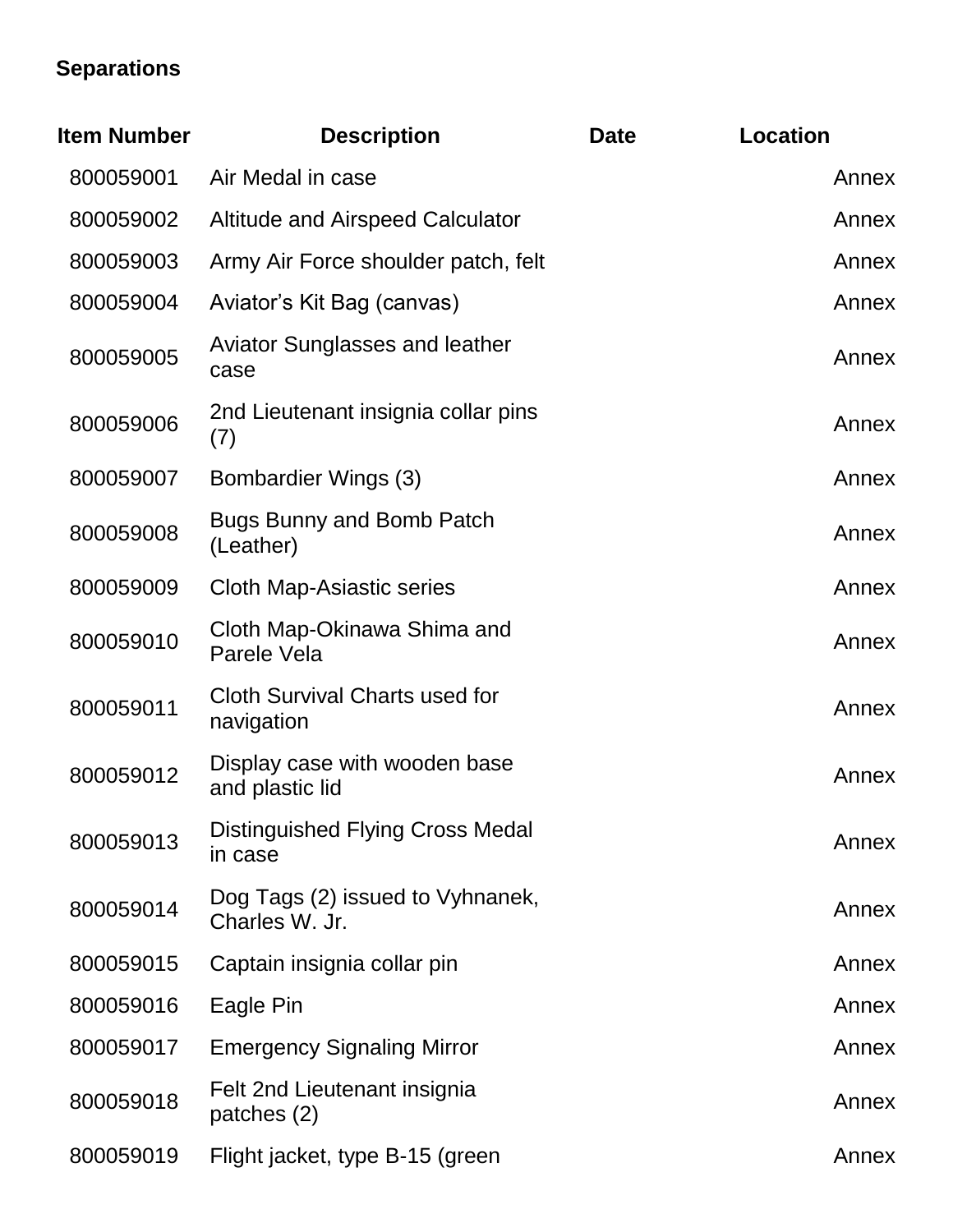**Separations**

| Item Number | Description | Date | Location |
|---|---|---|---|
| 800059001 | Air Medal in case | | Annex |
| 800059002 | Altitude and Airspeed Calculator | | Annex |
| 800059003 | Army Air Force shoulder patch, felt | | Annex |
| 800059004 | Aviator’s Kit Bag (canvas) | | Annex |
| 800059005 | Aviator Sunglasses and leather case | | Annex |
| 800059006 | 2nd Lieutenant insignia collar pins (7) | | Annex |
| 800059007 | Bombardier Wings (3) | | Annex |
| 800059008 | Bugs Bunny and Bomb Patch (Leather) | | Annex |
| 800059009 | Cloth Map-Asiastic series | | Annex |
| 800059010 | Cloth Map-Okinawa Shima and Parele Vela | | Annex |
| 800059011 | Cloth Survival Charts used for navigation | | Annex |
| 800059012 | Display case with wooden base and plastic lid | | Annex |
| 800059013 | Distinguished Flying Cross Medal in case | | Annex |
| 800059014 | Dog Tags (2) issued to Vyhnanek, Charles W. Jr. | | Annex |
| 800059015 | Captain insignia collar pin | | Annex |
| 800059016 | Eagle Pin | | Annex |
| 800059017 | Emergency Signaling Mirror | | Annex |
| 800059018 | Felt 2nd Lieutenant insignia patches (2) | | Annex |
| 800059019 | Flight jacket, type B-15 (green | | Annex |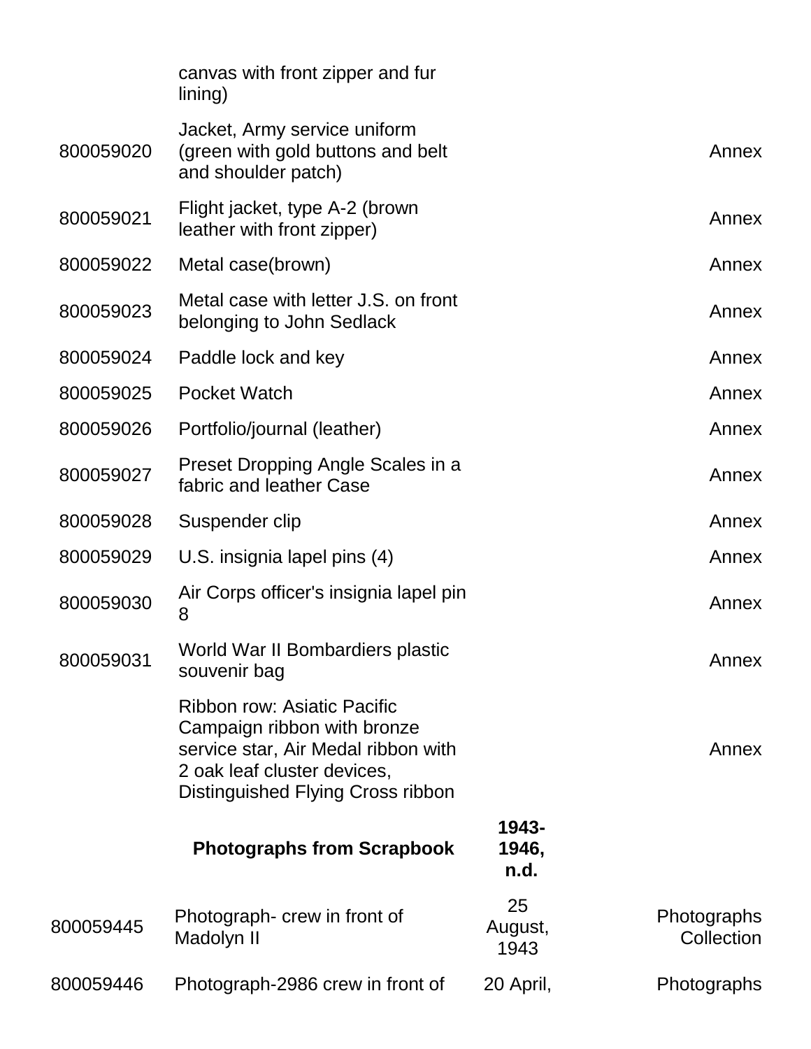| | | | |
|---|---|---|---|
| | canvas with front zipper and fur lining) | | |
| 800059020 | Jacket, Army service uniform (green with gold buttons and belt and shoulder patch) | | Annex |
| 800059021 | Flight jacket, type A-2 (brown leather with front zipper) | | Annex |
| 800059022 | Metal case(brown) | | Annex |
| 800059023 | Metal case with letter J.S. on front belonging to John Sedlack | | Annex |
| 800059024 | Paddle lock and key | | Annex |
| 800059025 | Pocket Watch | | Annex |
| 800059026 | Portfolio/journal (leather) | | Annex |
| 800059027 | Preset Dropping Angle Scales in a fabric and leather Case | | Annex |
| 800059028 | Suspender clip | | Annex |
| 800059029 | U.S. insignia lapel pins (4) | | Annex |
| 800059030 | Air Corps officer's insignia lapel pin 8 | | Annex |
| 800059031 | World War II Bombardiers plastic souvenir bag | | Annex |
| | Ribbon row: Asiatic Pacific Campaign ribbon with bronze service star, Air Medal ribbon with 2 oak leaf cluster devices, Distinguished Flying Cross ribbon | | Annex |
| | **Photographs from Scrapbook** | **1943-1946, n.d.** | |
| 800059445 | Photograph- crew in front of Madolyn II | 25 August, 1943 | Photographs Collection |
| 800059446 | Photograph-2986 crew in front of | 20 April, | Photographs |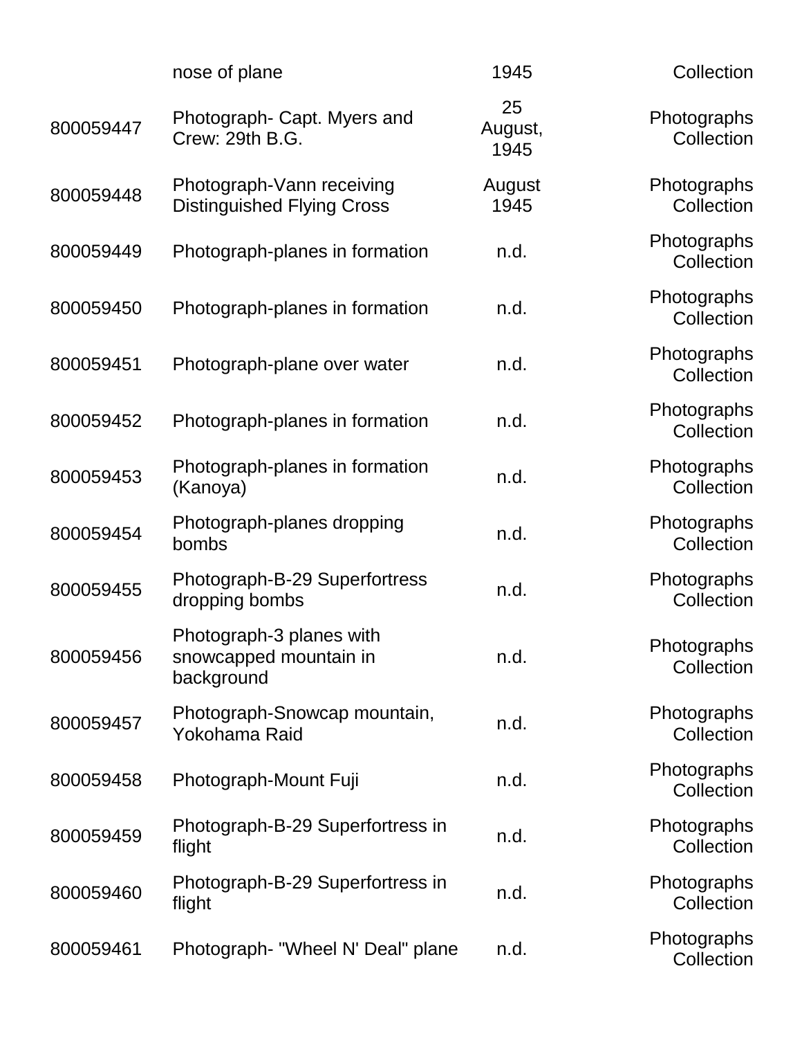| | | | |
|---|---|---|---|
| | nose of plane | 1945 | Collection |
| 800059447 | Photograph- Capt. Myers and Crew: 29th B.G. | 25 August, 1945 | Photographs Collection |
| 800059448 | Photograph-Vann receiving Distinguished Flying Cross | August 1945 | Photographs Collection |
| 800059449 | Photograph-planes in formation | n.d. | Photographs Collection |
| 800059450 | Photograph-planes in formation | n.d. | Photographs Collection |
| 800059451 | Photograph-plane over water | n.d. | Photographs Collection |
| 800059452 | Photograph-planes in formation | n.d. | Photographs Collection |
| 800059453 | Photograph-planes in formation (Kanoya) | n.d. | Photographs Collection |
| 800059454 | Photograph-planes dropping bombs | n.d. | Photographs Collection |
| 800059455 | Photograph-B-29 Superfortress dropping bombs | n.d. | Photographs Collection |
| 800059456 | Photograph-3 planes with snowcapped mountain in background | n.d. | Photographs Collection |
| 800059457 | Photograph-Snowcap mountain, Yokohama Raid | n.d. | Photographs Collection |
| 800059458 | Photograph-Mount Fuji | n.d. | Photographs Collection |
| 800059459 | Photograph-B-29 Superfortress in flight | n.d. | Photographs Collection |
| 800059460 | Photograph-B-29 Superfortress in flight | n.d. | Photographs Collection |
| 800059461 | Photograph- "Wheel N' Deal" plane | n.d. | Photographs Collection |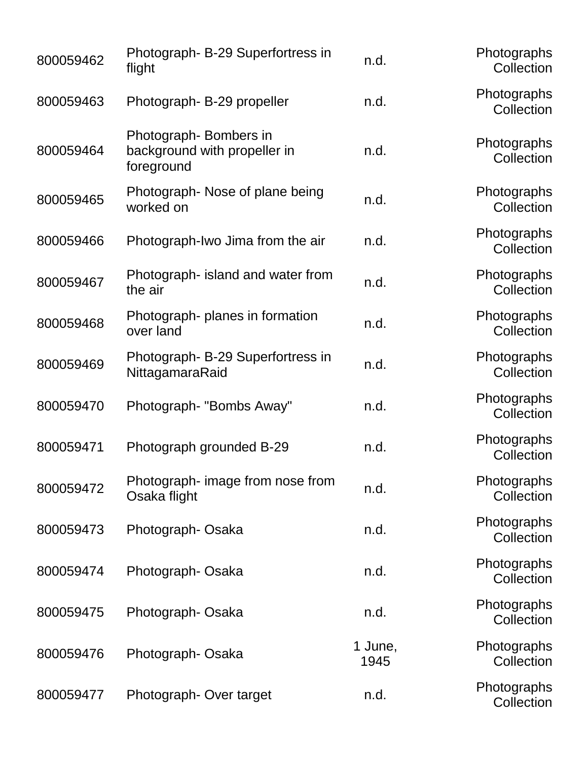| | | | |
|---|---|---|---|
| 800059462 | Photograph- B-29 Superfortress in flight | n.d. | Photographs Collection |
| 800059463 | Photograph- B-29 propeller | n.d. | Photographs Collection |
| 800059464 | Photograph- Bombers in background with propeller in foreground | n.d. | Photographs Collection |
| 800059465 | Photograph- Nose of plane being worked on | n.d. | Photographs Collection |
| 800059466 | Photograph-Iwo Jima from the air | n.d. | Photographs Collection |
| 800059467 | Photograph- island and water from the air | n.d. | Photographs Collection |
| 800059468 | Photograph- planes in formation over land | n.d. | Photographs Collection |
| 800059469 | Photograph- B-29 Superfortress in NittagamaraRaid | n.d. | Photographs Collection |
| 800059470 | Photograph- "Bombs Away" | n.d. | Photographs Collection |
| 800059471 | Photograph grounded B-29 | n.d. | Photographs Collection |
| 800059472 | Photograph- image from nose from Osaka flight | n.d. | Photographs Collection |
| 800059473 | Photograph- Osaka | n.d. | Photographs Collection |
| 800059474 | Photograph- Osaka | n.d. | Photographs Collection |
| 800059475 | Photograph- Osaka | n.d. | Photographs Collection |
| 800059476 | Photograph- Osaka | 1 June, 1945 | Photographs Collection |
| 800059477 | Photograph- Over target | n.d. | Photographs Collection |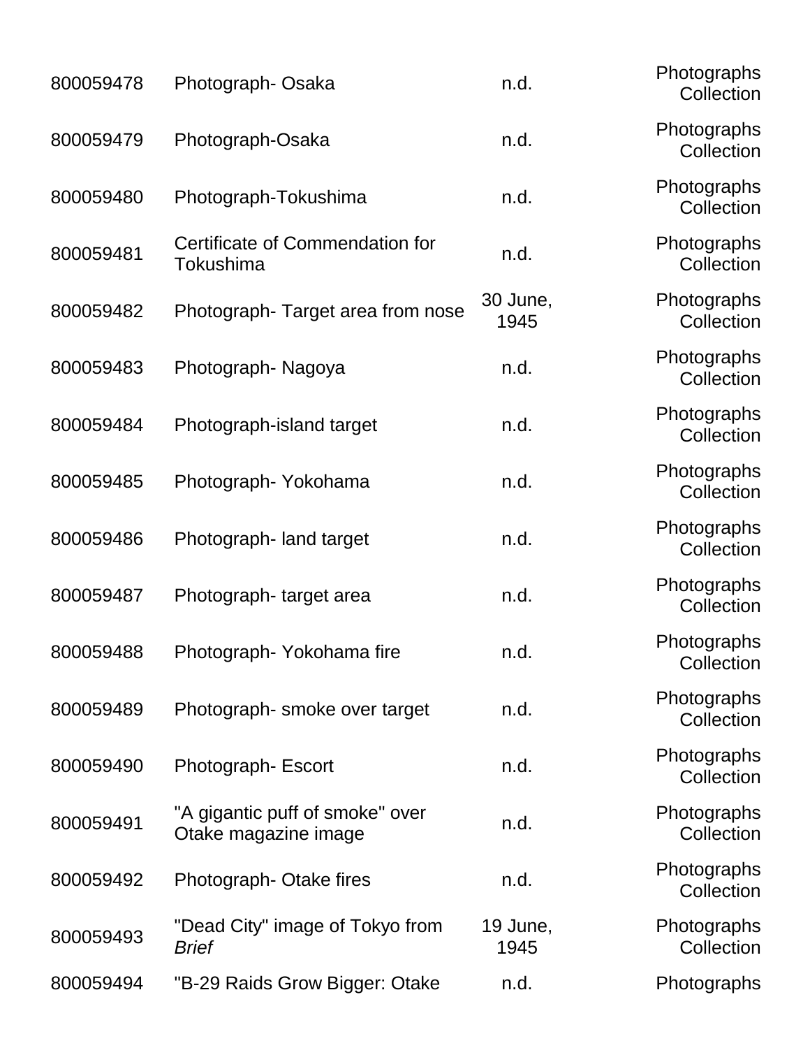| | | | |
|---|---|---|---|
| 800059478 | Photograph- Osaka | n.d. | Photographs Collection |
| 800059479 | Photograph-Osaka | n.d. | Photographs Collection |
| 800059480 | Photograph-Tokushima | n.d. | Photographs Collection |
| 800059481 | Certificate of Commendation for Tokushima | n.d. | Photographs Collection |
| 800059482 | Photograph- Target area from nose | 30 June, 1945 | Photographs Collection |
| 800059483 | Photograph- Nagoya | n.d. | Photographs Collection |
| 800059484 | Photograph-island target | n.d. | Photographs Collection |
| 800059485 | Photograph- Yokohama | n.d. | Photographs Collection |
| 800059486 | Photograph- land target | n.d. | Photographs Collection |
| 800059487 | Photograph- target area | n.d. | Photographs Collection |
| 800059488 | Photograph- Yokohama fire | n.d. | Photographs Collection |
| 800059489 | Photograph- smoke over target | n.d. | Photographs Collection |
| 800059490 | Photograph- Escort | n.d. | Photographs Collection |
| 800059491 | "A gigantic puff of smoke" over Otake magazine image | n.d. | Photographs Collection |
| 800059492 | Photograph- Otake fires | n.d. | Photographs Collection |
| 800059493 | "Dead City" image of Tokyo from *Brief* | 19 June, 1945 | Photographs Collection |
| 800059494 | "B-29 Raids Grow Bigger: Otake | n.d. | Photographs |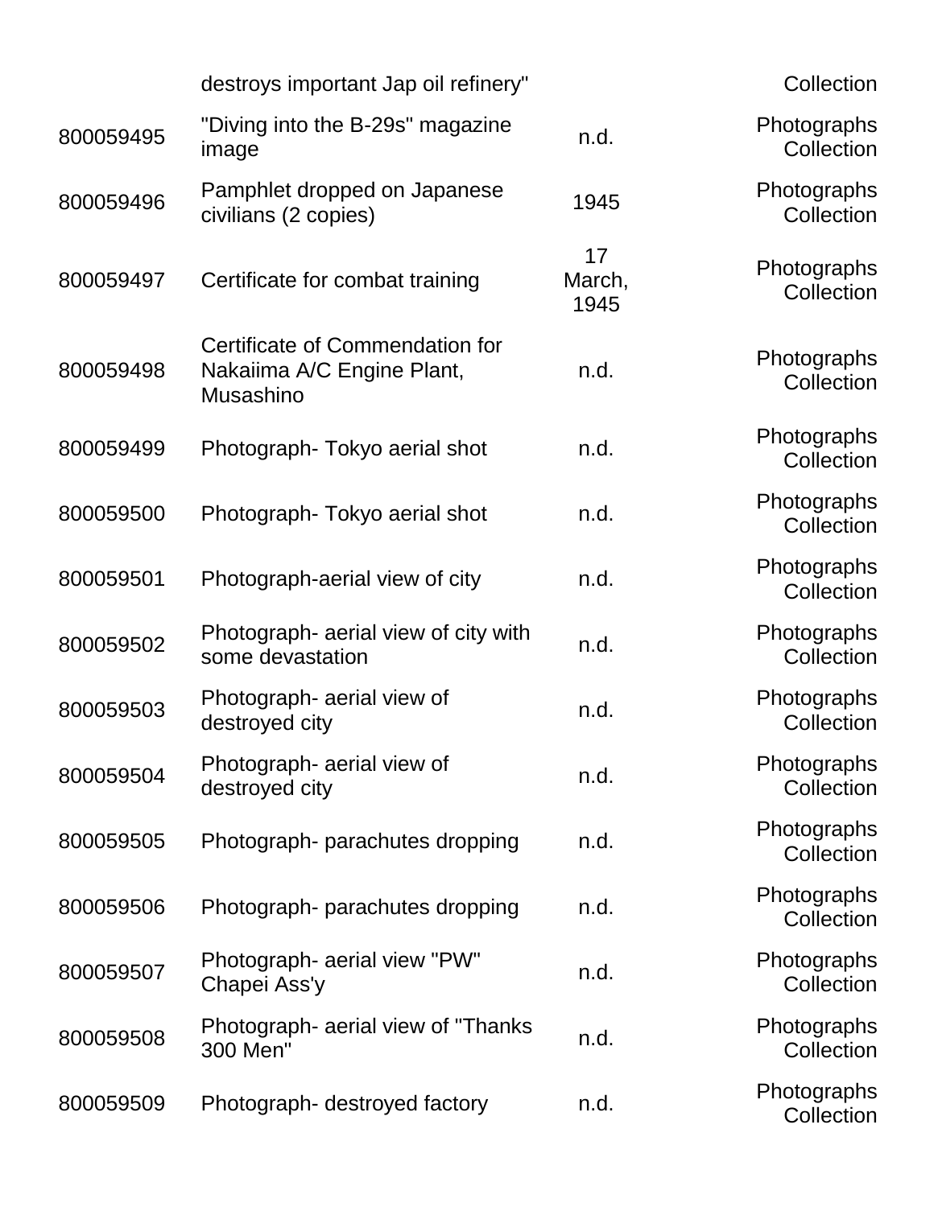|  |  |  |  |
|---|---|---|---|
|  | destroys important Jap oil refinery" |  | Collection |
| 800059495 | "Diving into the B-29s" magazine image | n.d. | Photographs Collection |
| 800059496 | Pamphlet dropped on Japanese civilians (2 copies) | 1945 | Photographs Collection |
| 800059497 | Certificate for combat training | 17 March, 1945 | Photographs Collection |
| 800059498 | Certificate of Commendation for Nakaiima A/C Engine Plant, Musashino | n.d. | Photographs Collection |
| 800059499 | Photograph- Tokyo aerial shot | n.d. | Photographs Collection |
| 800059500 | Photograph- Tokyo aerial shot | n.d. | Photographs Collection |
| 800059501 | Photograph-aerial view of city | n.d. | Photographs Collection |
| 800059502 | Photograph- aerial view of city with some devastation | n.d. | Photographs Collection |
| 800059503 | Photograph- aerial view of destroyed city | n.d. | Photographs Collection |
| 800059504 | Photograph- aerial view of destroyed city | n.d. | Photographs Collection |
| 800059505 | Photograph- parachutes dropping | n.d. | Photographs Collection |
| 800059506 | Photograph- parachutes dropping | n.d. | Photographs Collection |
| 800059507 | Photograph- aerial view "PW" Chapei Ass'y | n.d. | Photographs Collection |
| 800059508 | Photograph- aerial view of "Thanks 300 Men" | n.d. | Photographs Collection |
| 800059509 | Photograph- destroyed factory | n.d. | Photographs Collection |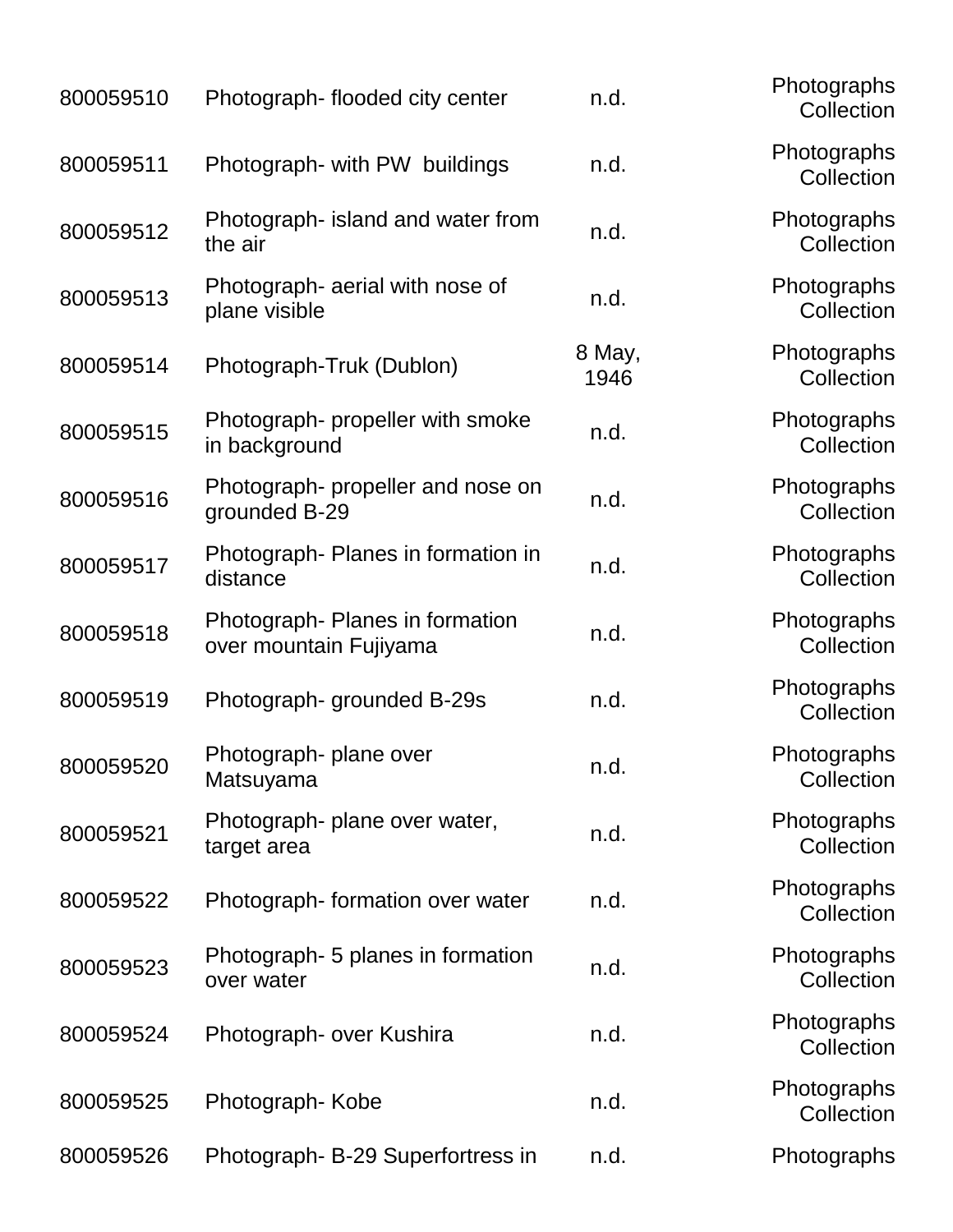| | | | |
|---|---|---|---|
| 800059510 | Photograph- flooded city center | n.d. | Photographs Collection |
| 800059511 | Photograph- with PW buildings | n.d. | Photographs Collection |
| 800059512 | Photograph- island and water from the air | n.d. | Photographs Collection |
| 800059513 | Photograph- aerial with nose of plane visible | n.d. | Photographs Collection |
| 800059514 | Photograph-Truk (Dublon) | 8 May, 1946 | Photographs Collection |
| 800059515 | Photograph- propeller with smoke in background | n.d. | Photographs Collection |
| 800059516 | Photograph- propeller and nose on grounded B-29 | n.d. | Photographs Collection |
| 800059517 | Photograph- Planes in formation in distance | n.d. | Photographs Collection |
| 800059518 | Photograph- Planes in formation over mountain Fujiyama | n.d. | Photographs Collection |
| 800059519 | Photograph- grounded B-29s | n.d. | Photographs Collection |
| 800059520 | Photograph- plane over Matsuyama | n.d. | Photographs Collection |
| 800059521 | Photograph- plane over water, target area | n.d. | Photographs Collection |
| 800059522 | Photograph- formation over water | n.d. | Photographs Collection |
| 800059523 | Photograph- 5 planes in formation over water | n.d. | Photographs Collection |
| 800059524 | Photograph- over Kushira | n.d. | Photographs Collection |
| 800059525 | Photograph- Kobe | n.d. | Photographs Collection |
| 800059526 | Photograph- B-29 Superfortress in | n.d. | Photographs |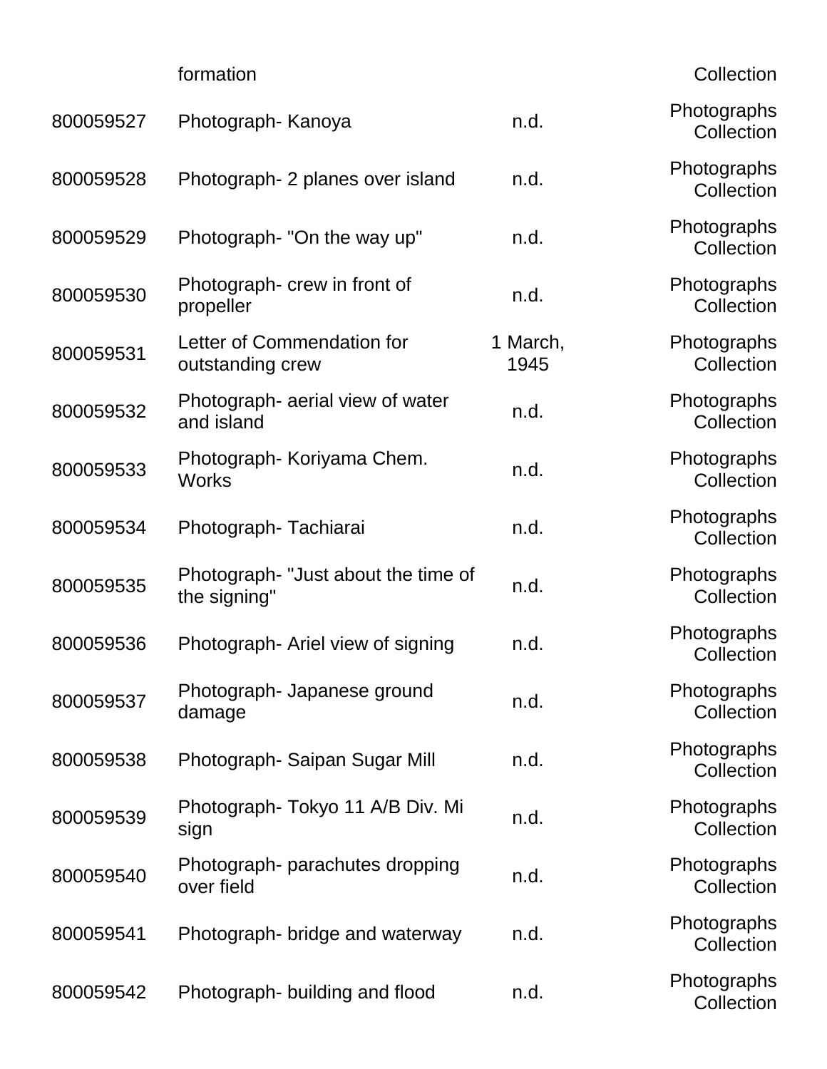| | | | |
|---|---|---|---|
| | formation | | Collection |
| 800059527 | Photograph- Kanoya | n.d. | Photographs Collection |
| 800059528 | Photograph- 2 planes over island | n.d. | Photographs Collection |
| 800059529 | Photograph- "On the way up" | n.d. | Photographs Collection |
| 800059530 | Photograph- crew in front of propeller | n.d. | Photographs Collection |
| 800059531 | Letter of Commendation for outstanding crew | 1 March, 1945 | Photographs Collection |
| 800059532 | Photograph- aerial view of water and island | n.d. | Photographs Collection |
| 800059533 | Photograph- Koriyama Chem. Works | n.d. | Photographs Collection |
| 800059534 | Photograph- Tachiarai | n.d. | Photographs Collection |
| 800059535 | Photograph- "Just about the time of the signing" | n.d. | Photographs Collection |
| 800059536 | Photograph- Ariel view of signing | n.d. | Photographs Collection |
| 800059537 | Photograph- Japanese ground damage | n.d. | Photographs Collection |
| 800059538 | Photograph- Saipan Sugar Mill | n.d. | Photographs Collection |
| 800059539 | Photograph- Tokyo 11 A/B Div. Mi sign | n.d. | Photographs Collection |
| 800059540 | Photograph- parachutes dropping over field | n.d. | Photographs Collection |
| 800059541 | Photograph- bridge and waterway | n.d. | Photographs Collection |
| 800059542 | Photograph- building and flood | n.d. | Photographs Collection |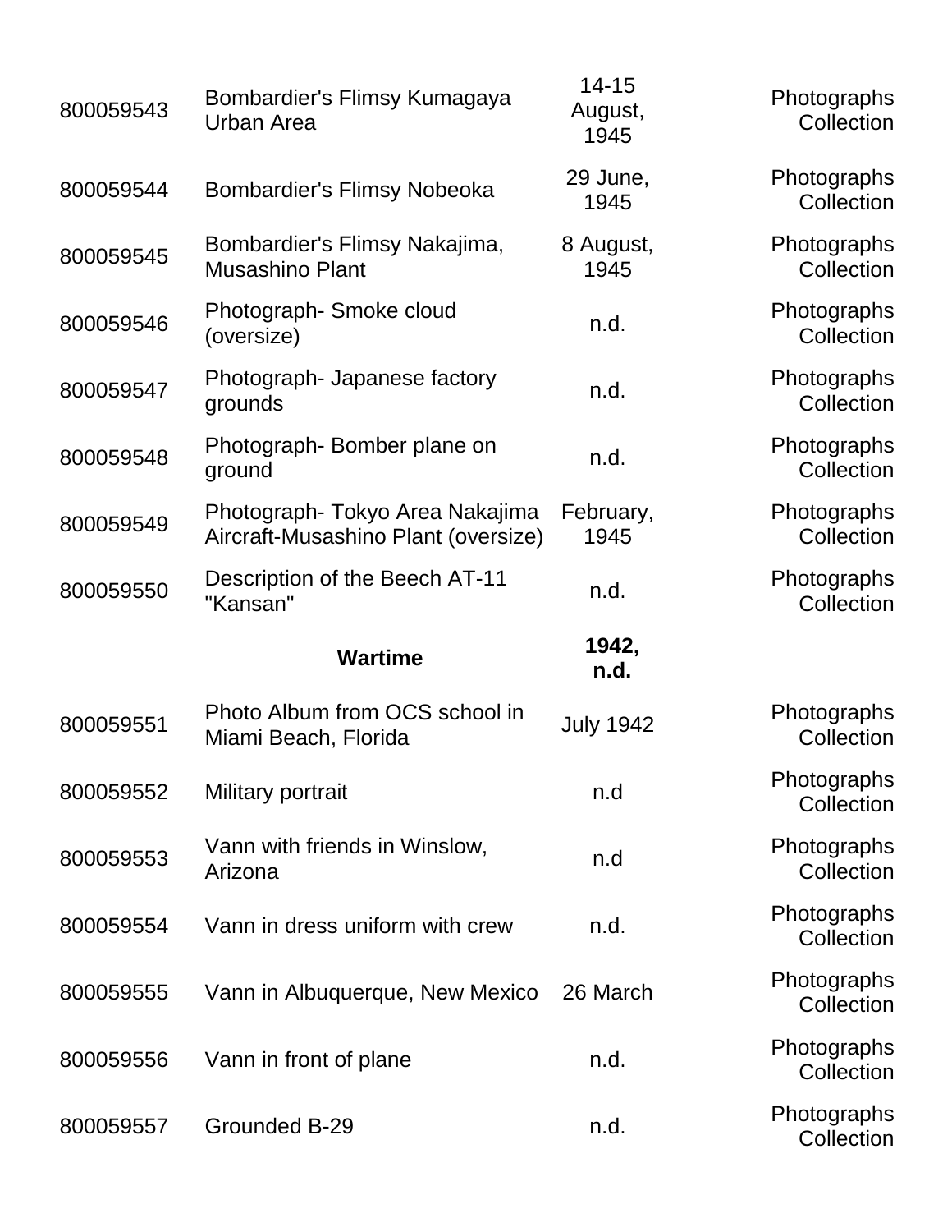| | | | |
|---|---|---|---|
| 800059543 | Bombardier's Flimsy Kumagaya Urban Area | 14-15 August, 1945 | Photographs Collection |
| 800059544 | Bombardier's Flimsy Nobeoka | 29 June, 1945 | Photographs Collection |
| 800059545 | Bombardier's Flimsy Nakajima, Musashino Plant | 8 August, 1945 | Photographs Collection |
| 800059546 | Photograph- Smoke cloud (oversize) | n.d. | Photographs Collection |
| 800059547 | Photograph- Japanese factory grounds | n.d. | Photographs Collection |
| 800059548 | Photograph- Bomber plane on ground | n.d. | Photographs Collection |
| 800059549 | Photograph- Tokyo Area Nakajima Aircraft-Musashino Plant (oversize) | February, 1945 | Photographs Collection |
| 800059550 | Description of the Beech AT-11 "Kansan" | n.d. | Photographs Collection |
| | **Wartime** | **1942, n.d.** | |
| 800059551 | Photo Album from OCS school in Miami Beach, Florida | July 1942 | Photographs Collection |
| 800059552 | Military portrait | n.d | Photographs Collection |
| 800059553 | Vann with friends in Winslow, Arizona | n.d | Photographs Collection |
| 800059554 | Vann in dress uniform with crew | n.d. | Photographs Collection |
| 800059555 | Vann in Albuquerque, New Mexico | 26 March | Photographs Collection |
| 800059556 | Vann in front of plane | n.d. | Photographs Collection |
| 800059557 | Grounded B-29 | n.d. | Photographs Collection |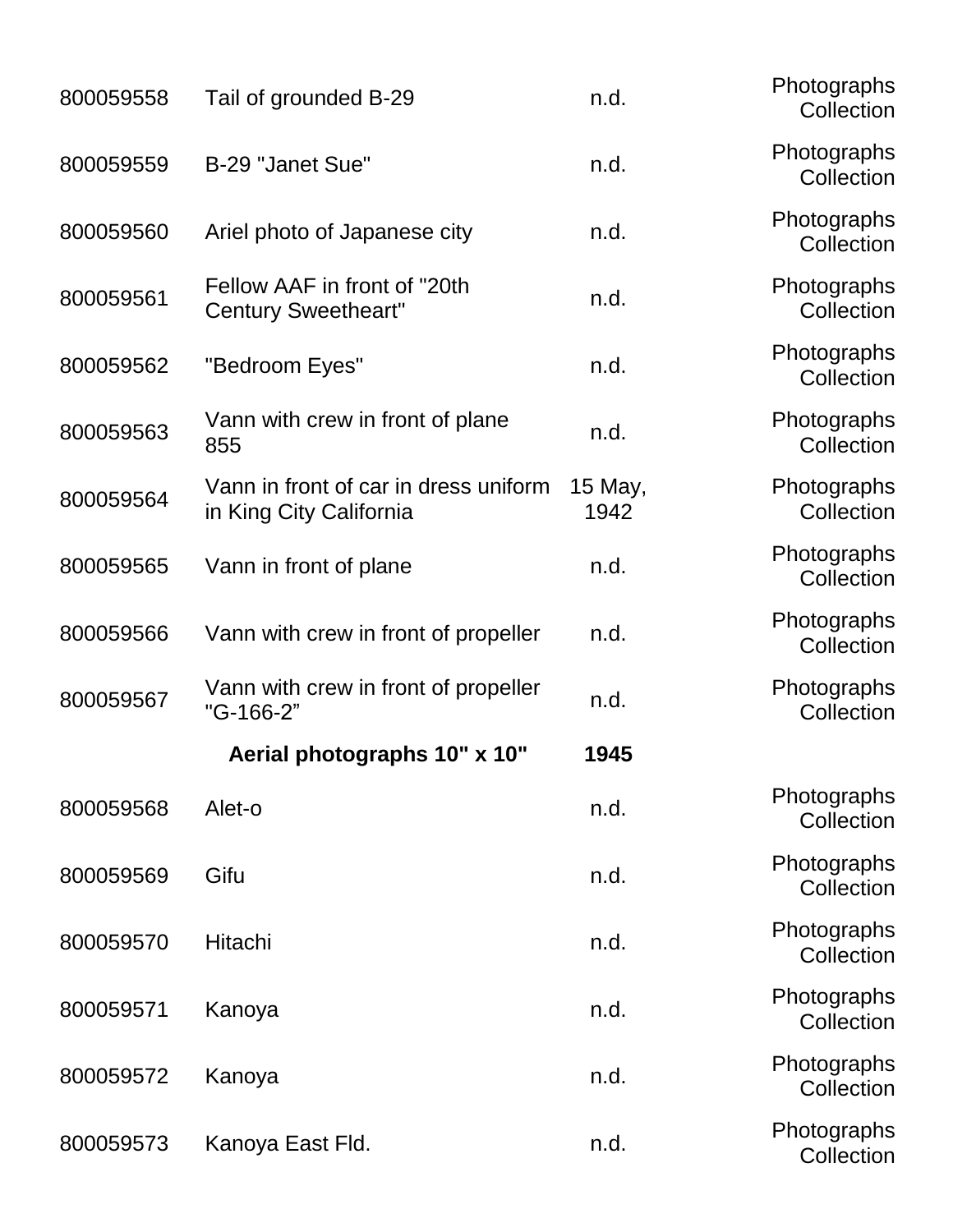| | | | |
|---|---|---|---|
| 800059558 | Tail of grounded B-29 | n.d. | Photographs Collection |
| 800059559 | B-29 "Janet Sue" | n.d. | Photographs Collection |
| 800059560 | Ariel photo of Japanese city | n.d. | Photographs Collection |
| 800059561 | Fellow AAF in front of "20th Century Sweetheart" | n.d. | Photographs Collection |
| 800059562 | "Bedroom Eyes" | n.d. | Photographs Collection |
| 800059563 | Vann with crew in front of plane 855 | n.d. | Photographs Collection |
| 800059564 | Vann in front of car in dress uniform in King City California | 15 May, 1942 | Photographs Collection |
| 800059565 | Vann in front of plane | n.d. | Photographs Collection |
| 800059566 | Vann with crew in front of propeller | n.d. | Photographs Collection |
| 800059567 | Vann with crew in front of propeller "G-166-2" | n.d. | Photographs Collection |
| | **Aerial photographs 10" x 10"** | **1945** | |
| 800059568 | Alet-o | n.d. | Photographs Collection |
| 800059569 | Gifu | n.d. | Photographs Collection |
| 800059570 | Hitachi | n.d. | Photographs Collection |
| 800059571 | Kanoya | n.d. | Photographs Collection |
| 800059572 | Kanoya | n.d. | Photographs Collection |
| 800059573 | Kanoya East Fld. | n.d. | Photographs Collection |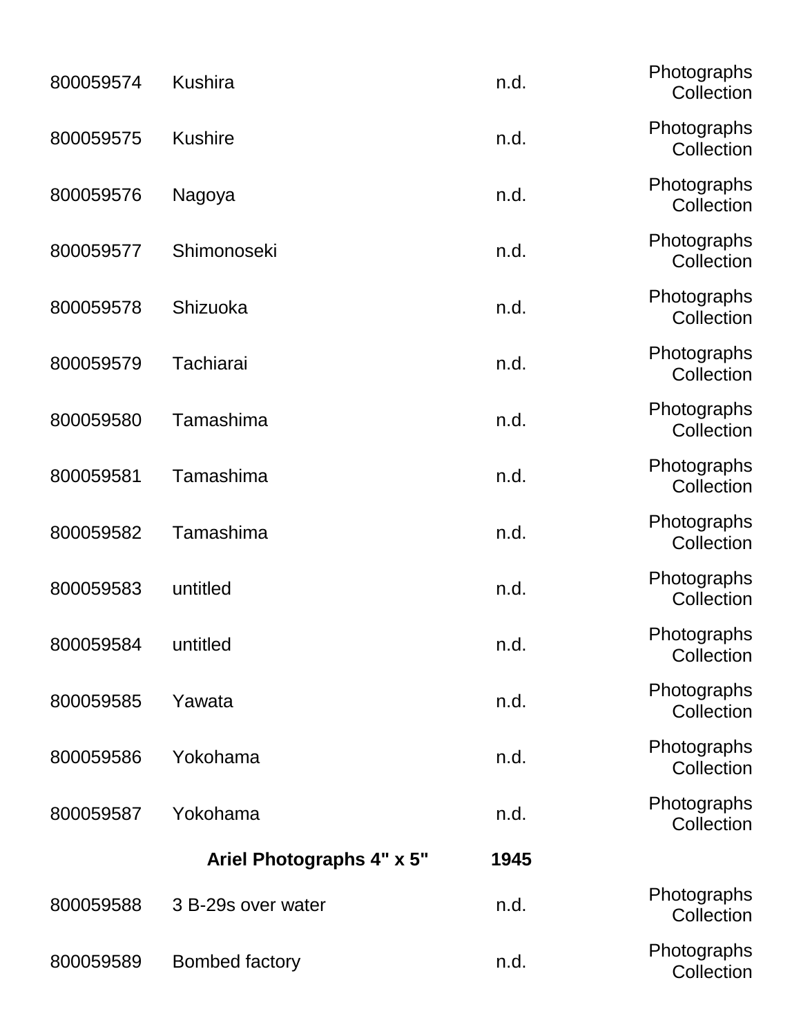| | | | |
|---|---|---|---|
| 800059574 | Kushira | n.d. | Photographs Collection |
| 800059575 | Kushire | n.d. | Photographs Collection |
| 800059576 | Nagoya | n.d. | Photographs Collection |
| 800059577 | Shimonoseki | n.d. | Photographs Collection |
| 800059578 | Shizuoka | n.d. | Photographs Collection |
| 800059579 | Tachiarai | n.d. | Photographs Collection |
| 800059580 | Tamashima | n.d. | Photographs Collection |
| 800059581 | Tamashima | n.d. | Photographs Collection |
| 800059582 | Tamashima | n.d. | Photographs Collection |
| 800059583 | untitled | n.d. | Photographs Collection |
| 800059584 | untitled | n.d. | Photographs Collection |
| 800059585 | Yawata | n.d. | Photographs Collection |
| 800059586 | Yokohama | n.d. | Photographs Collection |
| 800059587 | Yokohama | n.d. | Photographs Collection |
| | **Ariel Photographs 4" x 5"** | **1945** | |
| 800059588 | 3 B-29s over water | n.d. | Photographs Collection |
| 800059589 | Bombed factory | n.d. | Photographs Collection |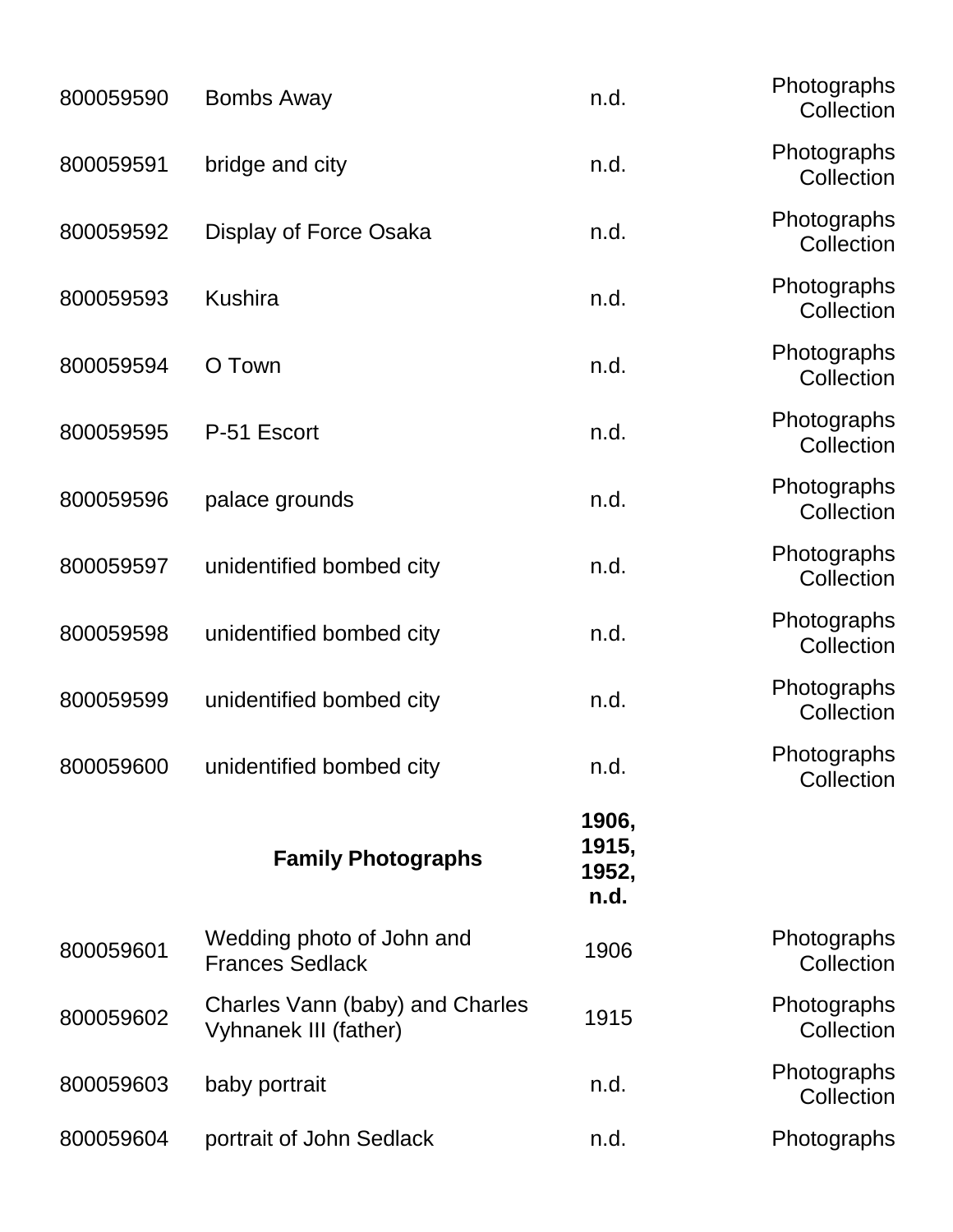| | | | |
|---|---|---|---|
| 800059590 | Bombs Away | n.d. | Photographs Collection |
| 800059591 | bridge and city | n.d. | Photographs Collection |
| 800059592 | Display of Force Osaka | n.d. | Photographs Collection |
| 800059593 | Kushira | n.d. | Photographs Collection |
| 800059594 | O Town | n.d. | Photographs Collection |
| 800059595 | P-51 Escort | n.d. | Photographs Collection |
| 800059596 | palace grounds | n.d. | Photographs Collection |
| 800059597 | unidentified bombed city | n.d. | Photographs Collection |
| 800059598 | unidentified bombed city | n.d. | Photographs Collection |
| 800059599 | unidentified bombed city | n.d. | Photographs Collection |
| 800059600 | unidentified bombed city | n.d. | Photographs Collection |
| | **Family Photographs** | **1906, 1915, 1952, n.d.** | |
| 800059601 | Wedding photo of John and Frances Sedlack | 1906 | Photographs Collection |
| 800059602 | Charles Vann (baby) and Charles Vyhnanek III (father) | 1915 | Photographs Collection |
| 800059603 | baby portrait | n.d. | Photographs Collection |
| 800059604 | portrait of John Sedlack | n.d. | Photographs |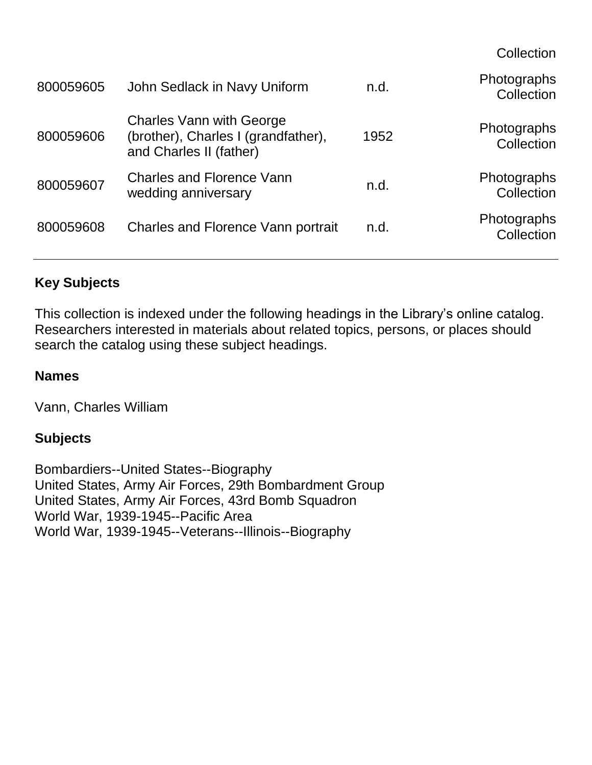| | | | Collection |
|---|---|---|---|
| 800059605 | John Sedlack in Navy Uniform | n.d. | Photographs Collection |
| 800059606 | Charles Vann with George (brother), Charles I (grandfather), and Charles II (father) | 1952 | Photographs Collection |
| 800059607 | Charles and Florence Vann wedding anniversary | n.d. | Photographs Collection |
| 800059608 | Charles and Florence Vann portrait | n.d. | Photographs Collection |

## Key Subjects

This collection is indexed under the following headings in the Library's online catalog. Researchers interested in materials about related topics, persons, or places should search the catalog using these subject headings.

### Names

Vann, Charles William

### Subjects

Bombardiers--United States--Biography
United States, Army Air Forces, 29th Bombardment Group
United States, Army Air Forces, 43rd Bomb Squadron
World War, 1939-1945--Pacific Area
World War, 1939-1945--Veterans--Illinois--Biography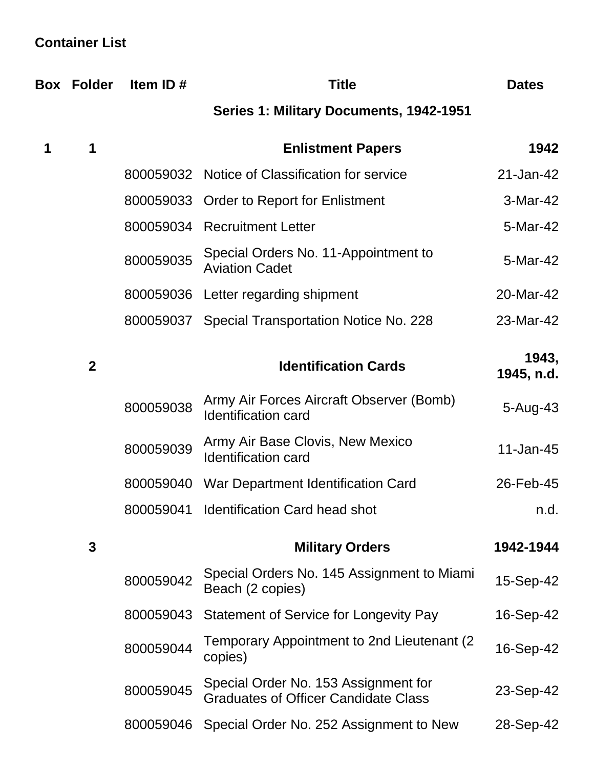## Container List

| Box | Folder | Item ID # | Title | Dates |
|---|---|---|---|---|
| | | | **Series 1: Military Documents, 1942-1951** | |
| **1** | **1** | | **Enlistment Papers** | **1942** |
| | | 800059032 | Notice of Classification for service | 21-Jan-42 |
| | | 800059033 | Order to Report for Enlistment | 3-Mar-42 |
| | | 800059034 | Recruitment Letter | 5-Mar-42 |
| | | 800059035 | Special Orders No. 11-Appointment to Aviation Cadet | 5-Mar-42 |
| | | 800059036 | Letter regarding shipment | 20-Mar-42 |
| | | 800059037 | Special Transportation Notice No. 228 | 23-Mar-42 |
| | **2** | | **Identification Cards** | **1943, 1945, n.d.** |
| | | 800059038 | Army Air Forces Aircraft Observer (Bomb) Identification card | 5-Aug-43 |
| | | 800059039 | Army Air Base Clovis, New Mexico Identification card | 11-Jan-45 |
| | | 800059040 | War Department Identification Card | 26-Feb-45 |
| | | 800059041 | Identification Card head shot | n.d. |
| | **3** | | **Military Orders** | **1942-1944** |
| | | 800059042 | Special Orders No. 145 Assignment to Miami Beach (2 copies) | 15-Sep-42 |
| | | 800059043 | Statement of Service for Longevity Pay | 16-Sep-42 |
| | | 800059044 | Temporary Appointment to 2nd Lieutenant (2 copies) | 16-Sep-42 |
| | | 800059045 | Special Order No. 153 Assignment for Graduates of Officer Candidate Class | 23-Sep-42 |
| | | 800059046 | Special Order No. 252 Assignment to New | 28-Sep-42 |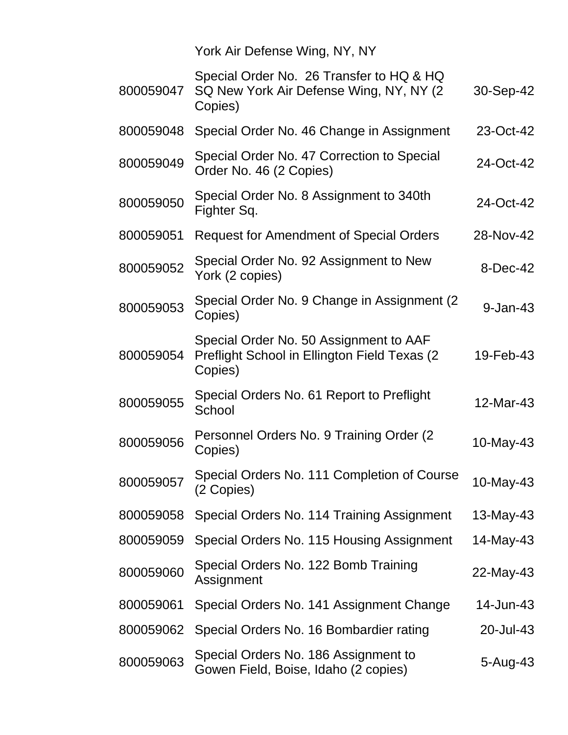| | | |
|---|---|---|
| | York Air Defense Wing, NY, NY | |
| 800059047 | Special Order No. 26 Transfer to HQ & HQ SQ New York Air Defense Wing, NY, NY (2 Copies) | 30-Sep-42 |
| 800059048 | Special Order No. 46 Change in Assignment | 23-Oct-42 |
| 800059049 | Special Order No. 47 Correction to Special Order No. 46 (2 Copies) | 24-Oct-42 |
| 800059050 | Special Order No. 8 Assignment to 340th Fighter Sq. | 24-Oct-42 |
| 800059051 | Request for Amendment of Special Orders | 28-Nov-42 |
| 800059052 | Special Order No. 92 Assignment to New York (2 copies) | 8-Dec-42 |
| 800059053 | Special Order No. 9 Change in Assignment (2 Copies) | 9-Jan-43 |
| 800059054 | Special Order No. 50 Assignment to AAF Preflight School in Ellington Field Texas (2 Copies) | 19-Feb-43 |
| 800059055 | Special Orders No. 61 Report to Preflight School | 12-Mar-43 |
| 800059056 | Personnel Orders No. 9 Training Order (2 Copies) | 10-May-43 |
| 800059057 | Special Orders No. 111 Completion of Course (2 Copies) | 10-May-43 |
| 800059058 | Special Orders No. 114 Training Assignment | 13-May-43 |
| 800059059 | Special Orders No. 115 Housing Assignment | 14-May-43 |
| 800059060 | Special Orders No. 122 Bomb Training Assignment | 22-May-43 |
| 800059061 | Special Orders No. 141 Assignment Change | 14-Jun-43 |
| 800059062 | Special Orders No. 16 Bombardier rating | 20-Jul-43 |
| 800059063 | Special Orders No. 186 Assignment to Gowen Field, Boise, Idaho (2 copies) | 5-Aug-43 |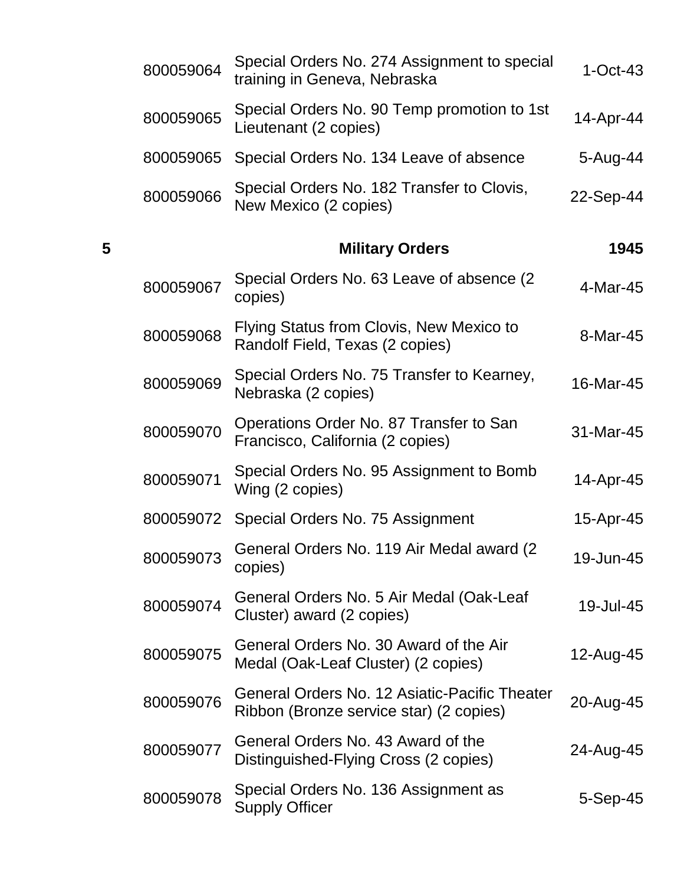| | | | |
|---|---|---|---|
| | 800059064 | Special Orders No. 274 Assignment to special training in Geneva, Nebraska | 1-Oct-43 |
| | 800059065 | Special Orders No. 90 Temp promotion to 1st Lieutenant (2 copies) | 14-Apr-44 |
| | 800059065 | Special Orders No. 134 Leave of absence | 5-Aug-44 |
| | 800059066 | Special Orders No. 182 Transfer to Clovis, New Mexico (2 copies) | 22-Sep-44 |
| **5** | | **Military Orders** | **1945** |
| | 800059067 | Special Orders No. 63 Leave of absence (2 copies) | 4-Mar-45 |
| | 800059068 | Flying Status from Clovis, New Mexico to Randolf Field, Texas (2 copies) | 8-Mar-45 |
| | 800059069 | Special Orders No. 75 Transfer to Kearney, Nebraska (2 copies) | 16-Mar-45 |
| | 800059070 | Operations Order No. 87 Transfer to San Francisco, California (2 copies) | 31-Mar-45 |
| | 800059071 | Special Orders No. 95 Assignment to Bomb Wing (2 copies) | 14-Apr-45 |
| | 800059072 | Special Orders No. 75 Assignment | 15-Apr-45 |
| | 800059073 | General Orders No. 119 Air Medal award (2 copies) | 19-Jun-45 |
| | 800059074 | General Orders No. 5 Air Medal (Oak-Leaf Cluster) award (2 copies) | 19-Jul-45 |
| | 800059075 | General Orders No. 30 Award of the Air Medal (Oak-Leaf Cluster) (2 copies) | 12-Aug-45 |
| | 800059076 | General Orders No. 12 Asiatic-Pacific Theater Ribbon (Bronze service star) (2 copies) | 20-Aug-45 |
| | 800059077 | General Orders No. 43 Award of the Distinguished-Flying Cross (2 copies) | 24-Aug-45 |
| | 800059078 | Special Orders No. 136 Assignment as Supply Officer | 5-Sep-45 |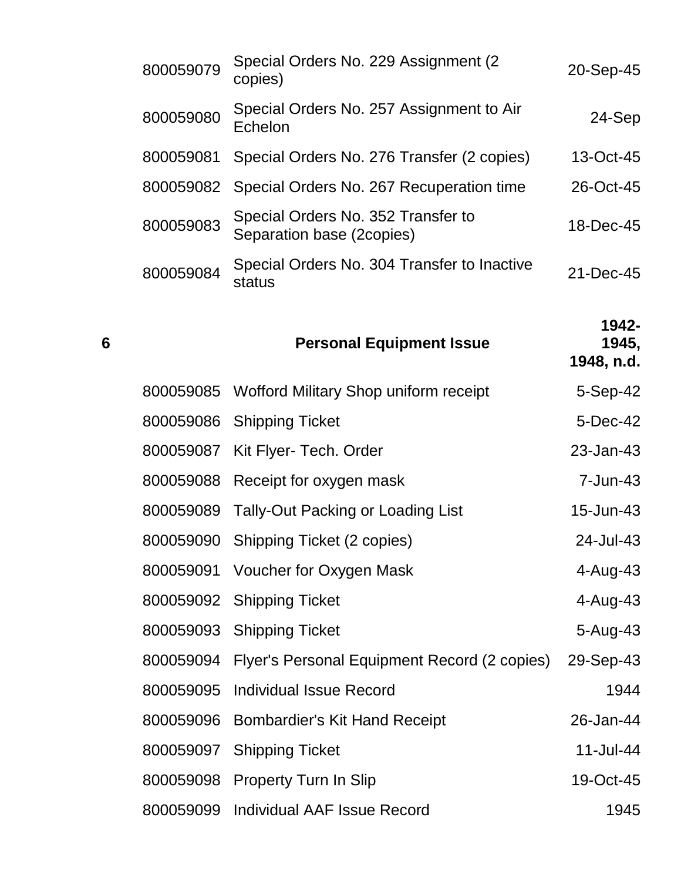| | | | |
|---|---|---|---|
| | 800059079 | Special Orders No. 229 Assignment (2 copies) | 20-Sep-45 |
| | 800059080 | Special Orders No. 257 Assignment to Air Echelon | 24-Sep |
| | 800059081 | Special Orders No. 276 Transfer (2 copies) | 13-Oct-45 |
| | 800059082 | Special Orders No. 267 Recuperation time | 26-Oct-45 |
| | 800059083 | Special Orders No. 352 Transfer to Separation base (2copies) | 18-Dec-45 |
| | 800059084 | Special Orders No. 304 Transfer to Inactive status | 21-Dec-45 |
| **6** | | **Personal Equipment Issue** | **1942-1945, 1948, n.d.** |
| | 800059085 | Wofford Military Shop uniform receipt | 5-Sep-42 |
| | 800059086 | Shipping Ticket | 5-Dec-42 |
| | 800059087 | Kit Flyer- Tech. Order | 23-Jan-43 |
| | 800059088 | Receipt for oxygen mask | 7-Jun-43 |
| | 800059089 | Tally-Out Packing or Loading List | 15-Jun-43 |
| | 800059090 | Shipping Ticket (2 copies) | 24-Jul-43 |
| | 800059091 | Voucher for Oxygen Mask | 4-Aug-43 |
| | 800059092 | Shipping Ticket | 4-Aug-43 |
| | 800059093 | Shipping Ticket | 5-Aug-43 |
| | 800059094 | Flyer's Personal Equipment Record (2 copies) | 29-Sep-43 |
| | 800059095 | Individual Issue Record | 1944 |
| | 800059096 | Bombardier's Kit Hand Receipt | 26-Jan-44 |
| | 800059097 | Shipping Ticket | 11-Jul-44 |
| | 800059098 | Property Turn In Slip | 19-Oct-45 |
| | 800059099 | Individual AAF Issue Record | 1945 |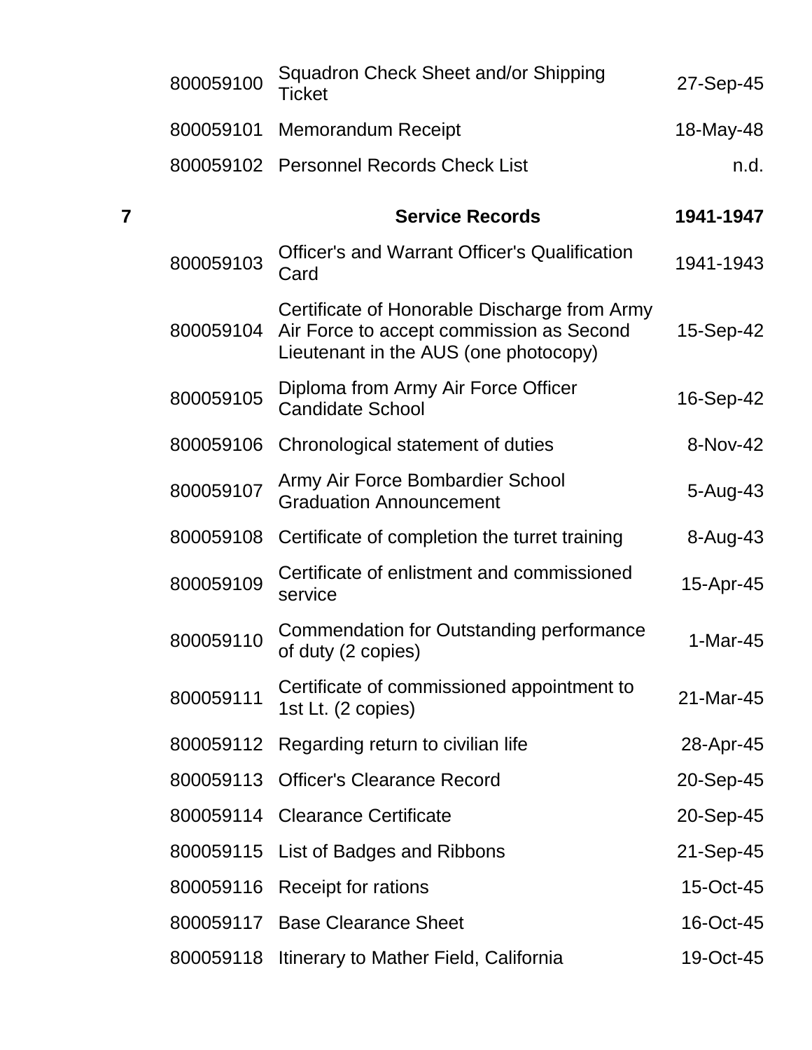| | | | |
|---|---|---|---|
| | 800059100 | Squadron Check Sheet and/or Shipping Ticket | 27-Sep-45 |
| | 800059101 | Memorandum Receipt | 18-May-48 |
| | 800059102 | Personnel Records Check List | n.d. |
| **7** | | **Service Records** | **1941-1947** |
| | 800059103 | Officer's and Warrant Officer's Qualification Card | 1941-1943 |
| | 800059104 | Certificate of Honorable Discharge from Army Air Force to accept commission as Second Lieutenant in the AUS (one photocopy) | 15-Sep-42 |
| | 800059105 | Diploma from Army Air Force Officer Candidate School | 16-Sep-42 |
| | 800059106 | Chronological statement of duties | 8-Nov-42 |
| | 800059107 | Army Air Force Bombardier School Graduation Announcement | 5-Aug-43 |
| | 800059108 | Certificate of completion the turret training | 8-Aug-43 |
| | 800059109 | Certificate of enlistment and commissioned service | 15-Apr-45 |
| | 800059110 | Commendation for Outstanding performance of duty (2 copies) | 1-Mar-45 |
| | 800059111 | Certificate of commissioned appointment to 1st Lt. (2 copies) | 21-Mar-45 |
| | 800059112 | Regarding return to civilian life | 28-Apr-45 |
| | 800059113 | Officer's Clearance Record | 20-Sep-45 |
| | 800059114 | Clearance Certificate | 20-Sep-45 |
| | 800059115 | List of Badges and Ribbons | 21-Sep-45 |
| | 800059116 | Receipt for rations | 15-Oct-45 |
| | 800059117 | Base Clearance Sheet | 16-Oct-45 |
| | 800059118 | Itinerary to Mather Field, California | 19-Oct-45 |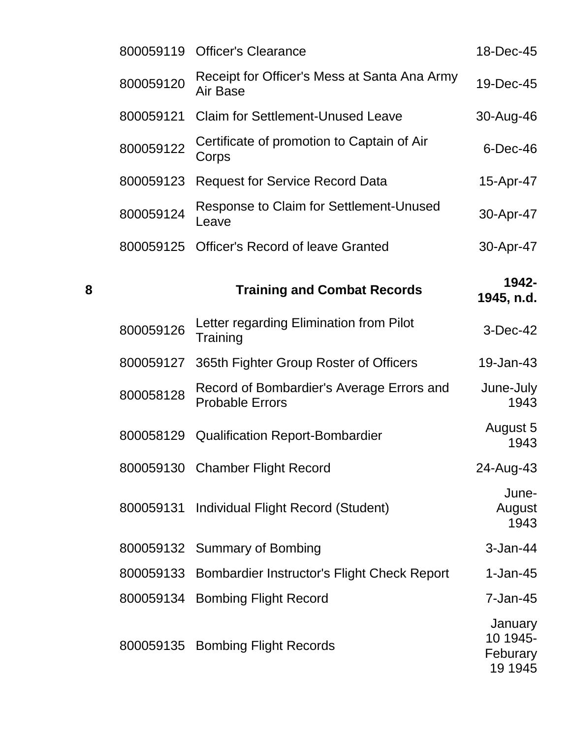| | | | |
|---|---|---|---|
| | 800059119 | Officer's Clearance | 18-Dec-45 |
| | 800059120 | Receipt for Officer's Mess at Santa Ana Army Air Base | 19-Dec-45 |
| | 800059121 | Claim for Settlement-Unused Leave | 30-Aug-46 |
| | 800059122 | Certificate of promotion to Captain of Air Corps | 6-Dec-46 |
| | 800059123 | Request for Service Record Data | 15-Apr-47 |
| | 800059124 | Response to Claim for Settlement-Unused Leave | 30-Apr-47 |
| | 800059125 | Officer's Record of leave Granted | 30-Apr-47 |
| **8** | | **Training and Combat Records** | **1942-1945, n.d.** |
| | 800059126 | Letter regarding Elimination from Pilot Training | 3-Dec-42 |
| | 800059127 | 365th Fighter Group Roster of Officers | 19-Jan-43 |
| | 800058128 | Record of Bombardier's Average Errors and Probable Errors | June-July 1943 |
| | 800058129 | Qualification Report-Bombardier | August 5 1943 |
| | 800059130 | Chamber Flight Record | 24-Aug-43 |
| | 800059131 | Individual Flight Record (Student) | June-August 1943 |
| | 800059132 | Summary of Bombing | 3-Jan-44 |
| | 800059133 | Bombardier Instructor's Flight Check Report | 1-Jan-45 |
| | 800059134 | Bombing Flight Record | 7-Jan-45 |
| | 800059135 | Bombing Flight Records | January 10 1945-Feburary 19 1945 |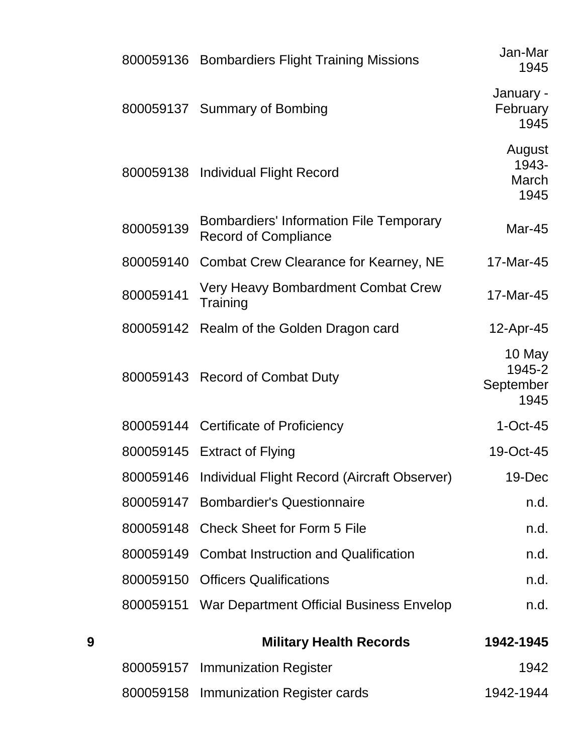| | | | |
|---|---|---|---|
| | 800059136 | Bombardiers Flight Training Missions | Jan-Mar 1945 |
| | 800059137 | Summary of Bombing | January - February 1945 |
| | 800059138 | Individual Flight Record | August 1943-March 1945 |
| | 800059139 | Bombardiers' Information File Temporary Record of Compliance | Mar-45 |
| | 800059140 | Combat Crew Clearance for Kearney, NE | 17-Mar-45 |
| | 800059141 | Very Heavy Bombardment Combat Crew Training | 17-Mar-45 |
| | 800059142 | Realm of the Golden Dragon card | 12-Apr-45 |
| | 800059143 | Record of Combat Duty | 10 May 1945-2 September 1945 |
| | 800059144 | Certificate of Proficiency | 1-Oct-45 |
| | 800059145 | Extract of Flying | 19-Oct-45 |
| | 800059146 | Individual Flight Record (Aircraft Observer) | 19-Dec |
| | 800059147 | Bombardier's Questionnaire | n.d. |
| | 800059148 | Check Sheet for Form 5 File | n.d. |
| | 800059149 | Combat Instruction and Qualification | n.d. |
| | 800059150 | Officers Qualifications | n.d. |
| | 800059151 | War Department Official Business Envelop | n.d. |
| **9** | | **Military Health Records** | **1942-1945** |
| | 800059157 | Immunization Register | 1942 |
| | 800059158 | Immunization Register cards | 1942-1944 |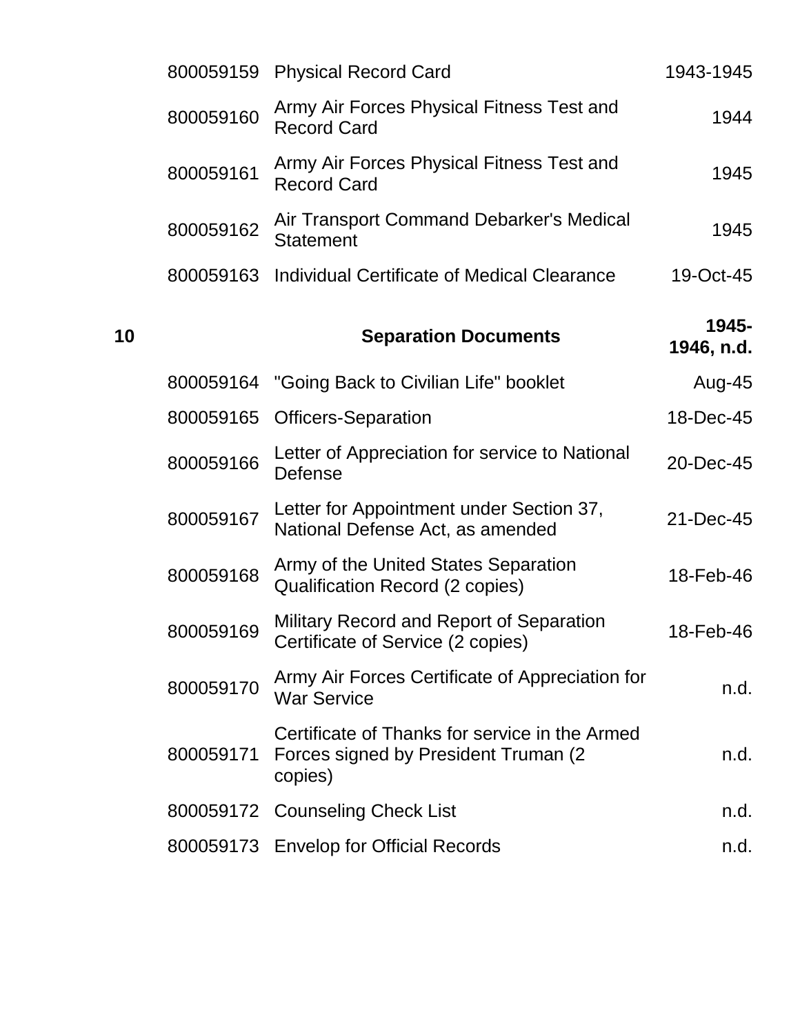| | | | |
|---|---|---|---|
| | 800059159 | Physical Record Card | 1943-1945 |
| | 800059160 | Army Air Forces Physical Fitness Test and Record Card | 1944 |
| | 800059161 | Army Air Forces Physical Fitness Test and Record Card | 1945 |
| | 800059162 | Air Transport Command Debarker's Medical Statement | 1945 |
| | 800059163 | Individual Certificate of Medical Clearance | 19-Oct-45 |
| **10** | | **Separation Documents** | **1945-1946, n.d.** |
| | 800059164 | "Going Back to Civilian Life" booklet | Aug-45 |
| | 800059165 | Officers-Separation | 18-Dec-45 |
| | 800059166 | Letter of Appreciation for service to National Defense | 20-Dec-45 |
| | 800059167 | Letter for Appointment under Section 37, National Defense Act, as amended | 21-Dec-45 |
| | 800059168 | Army of the United States Separation Qualification Record (2 copies) | 18-Feb-46 |
| | 800059169 | Military Record and Report of Separation Certificate of Service (2 copies) | 18-Feb-46 |
| | 800059170 | Army Air Forces Certificate of Appreciation for War Service | n.d. |
| | 800059171 | Certificate of Thanks for service in the Armed Forces signed by President Truman (2 copies) | n.d. |
| | 800059172 | Counseling Check List | n.d. |
| | 800059173 | Envelop for Official Records | n.d. |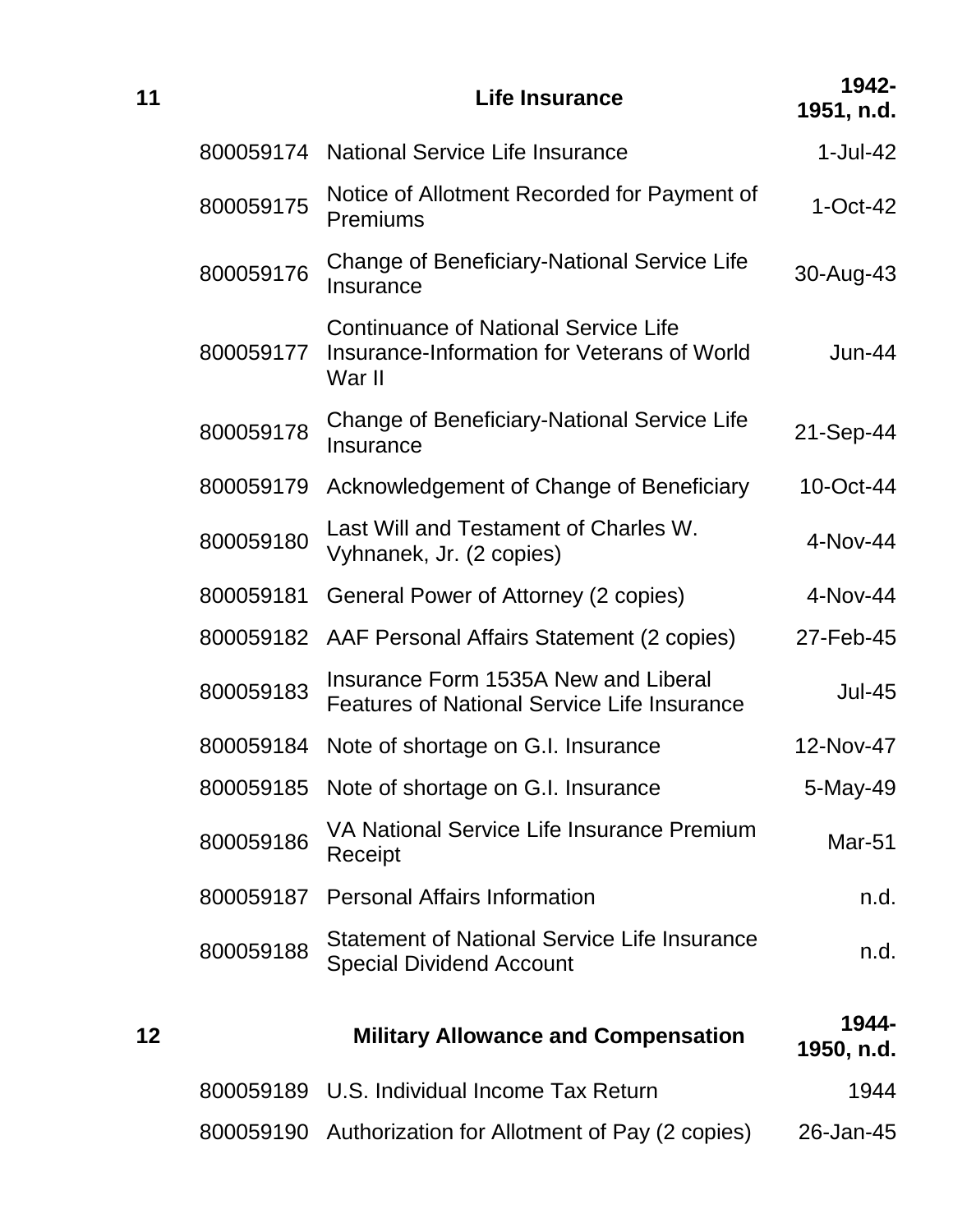| | | | |
|---|---|---|---|
| **11** | | **Life Insurance** | **1942-1951, n.d.** |
| | 800059174 | National Service Life Insurance | 1-Jul-42 |
| | 800059175 | Notice of Allotment Recorded for Payment of Premiums | 1-Oct-42 |
| | 800059176 | Change of Beneficiary-National Service Life Insurance | 30-Aug-43 |
| | 800059177 | Continuance of National Service Life Insurance-Information for Veterans of World War II | Jun-44 |
| | 800059178 | Change of Beneficiary-National Service Life Insurance | 21-Sep-44 |
| | 800059179 | Acknowledgement of Change of Beneficiary | 10-Oct-44 |
| | 800059180 | Last Will and Testament of Charles W. Vyhnanek, Jr. (2 copies) | 4-Nov-44 |
| | 800059181 | General Power of Attorney (2 copies) | 4-Nov-44 |
| | 800059182 | AAF Personal Affairs Statement (2 copies) | 27-Feb-45 |
| | 800059183 | Insurance Form 1535A New and Liberal Features of National Service Life Insurance | Jul-45 |
| | 800059184 | Note of shortage on G.I. Insurance | 12-Nov-47 |
| | 800059185 | Note of shortage on G.I. Insurance | 5-May-49 |
| | 800059186 | VA National Service Life Insurance Premium Receipt | Mar-51 |
| | 800059187 | Personal Affairs Information | n.d. |
| | 800059188 | Statement of National Service Life Insurance Special Dividend Account | n.d. |
| **12** | | **Military Allowance and Compensation** | **1944-1950, n.d.** |
| | 800059189 | U.S. Individual Income Tax Return | 1944 |
| | 800059190 | Authorization for Allotment of Pay (2 copies) | 26-Jan-45 |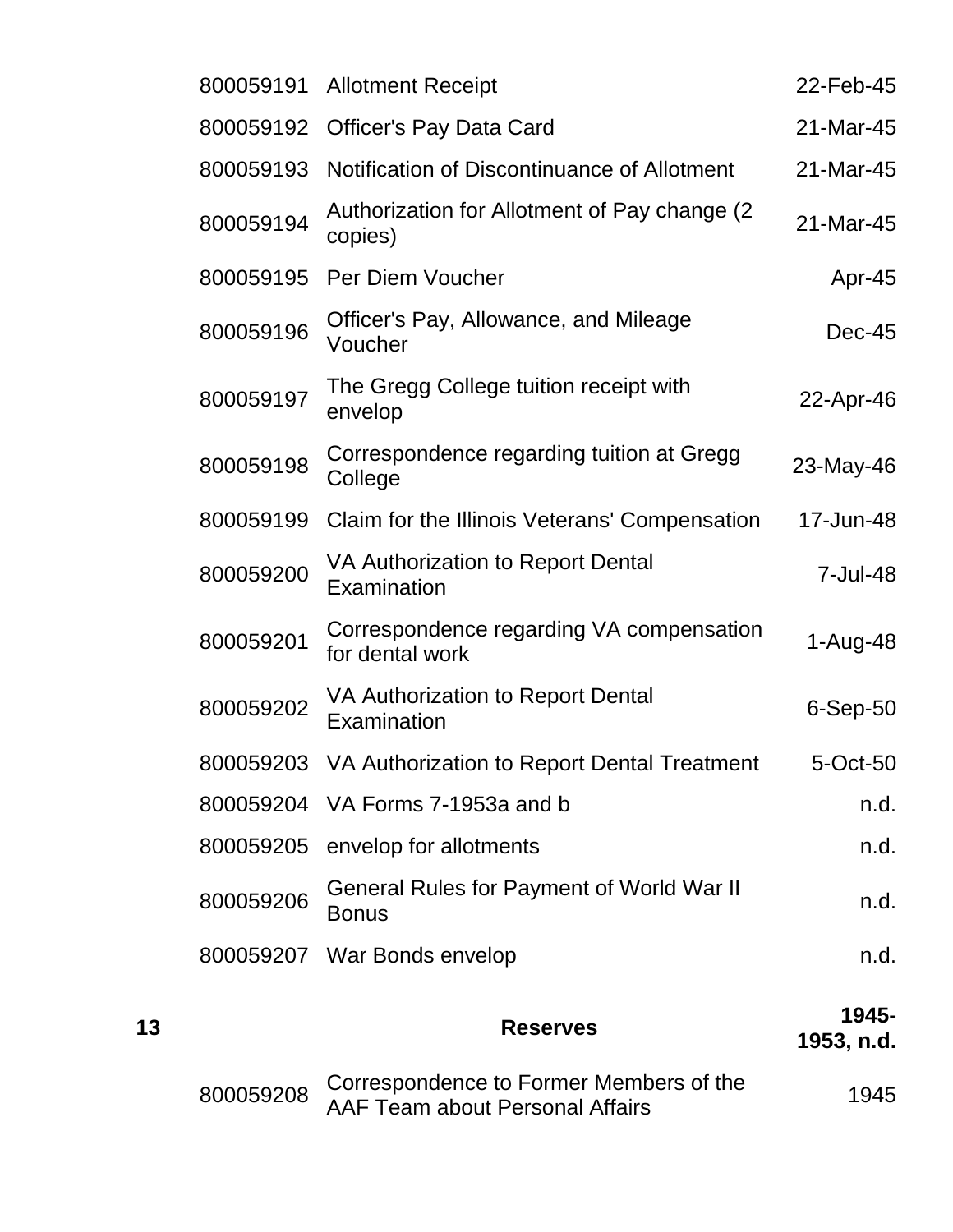| | | | |
|---|---|---|---|
| | 800059191 | Allotment Receipt | 22-Feb-45 |
| | 800059192 | Officer's Pay Data Card | 21-Mar-45 |
| | 800059193 | Notification of Discontinuance of Allotment | 21-Mar-45 |
| | 800059194 | Authorization for Allotment of Pay change (2 copies) | 21-Mar-45 |
| | 800059195 | Per Diem Voucher | Apr-45 |
| | 800059196 | Officer's Pay, Allowance, and Mileage Voucher | Dec-45 |
| | 800059197 | The Gregg College tuition receipt with envelop | 22-Apr-46 |
| | 800059198 | Correspondence regarding tuition at Gregg College | 23-May-46 |
| | 800059199 | Claim for the Illinois Veterans' Compensation | 17-Jun-48 |
| | 800059200 | VA Authorization to Report Dental Examination | 7-Jul-48 |
| | 800059201 | Correspondence regarding VA compensation for dental work | 1-Aug-48 |
| | 800059202 | VA Authorization to Report Dental Examination | 6-Sep-50 |
| | 800059203 | VA Authorization to Report Dental Treatment | 5-Oct-50 |
| | 800059204 | VA Forms 7-1953a and b | n.d. |
| | 800059205 | envelop for allotments | n.d. |
| | 800059206 | General Rules for Payment of World War II Bonus | n.d. |
| | 800059207 | War Bonds envelop | n.d. |
| **13** | | **Reserves** | **1945-1953, n.d.** |
| | 800059208 | Correspondence to Former Members of the AAF Team about Personal Affairs | 1945 |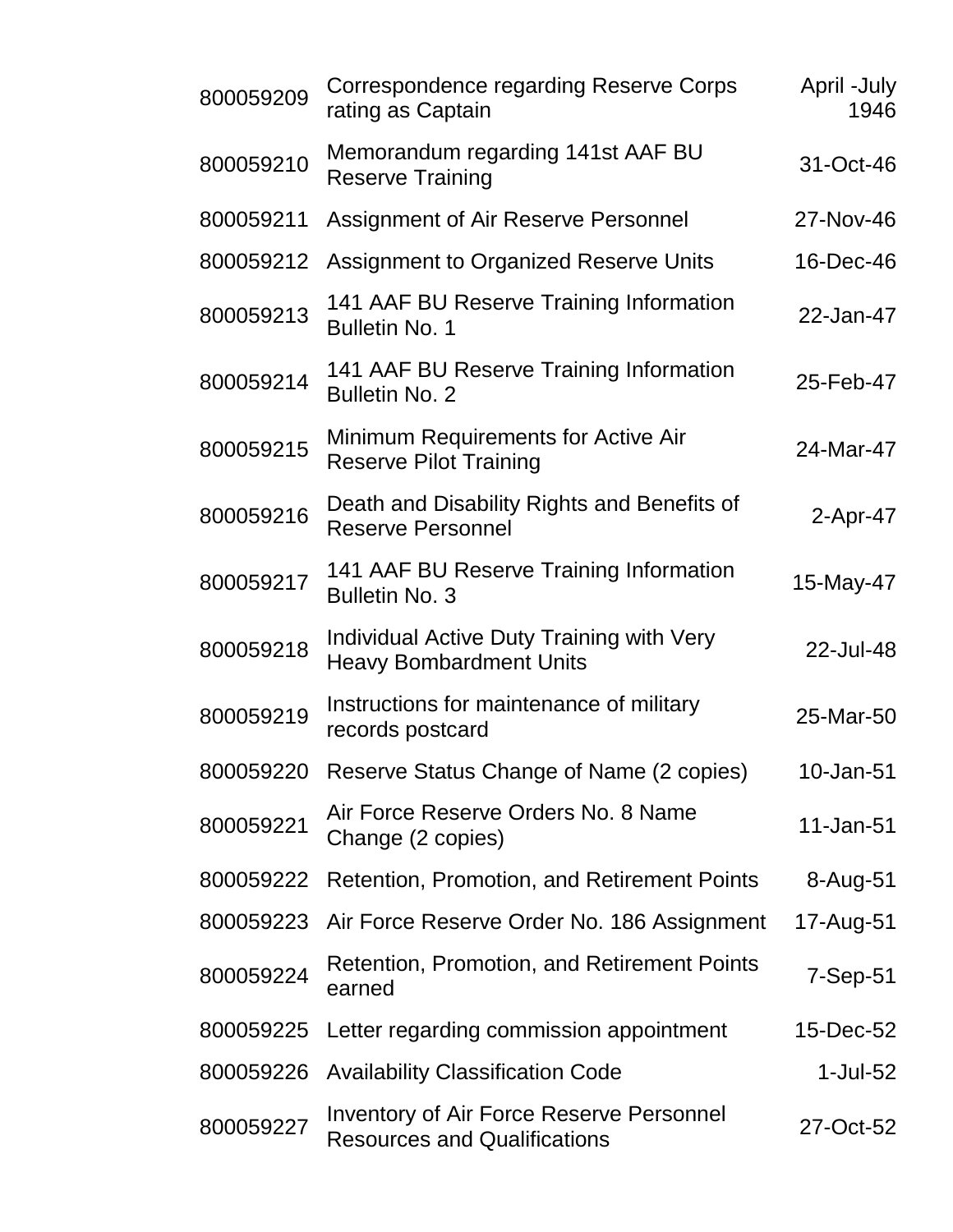| | | |
|---|---|---|
| 800059209 | Correspondence regarding Reserve Corps rating as Captain | April -July 1946 |
| 800059210 | Memorandum regarding 141st AAF BU Reserve Training | 31-Oct-46 |
| 800059211 | Assignment of Air Reserve Personnel | 27-Nov-46 |
| 800059212 | Assignment to Organized Reserve Units | 16-Dec-46 |
| 800059213 | 141 AAF BU Reserve Training Information Bulletin No. 1 | 22-Jan-47 |
| 800059214 | 141 AAF BU Reserve Training Information Bulletin No. 2 | 25-Feb-47 |
| 800059215 | Minimum Requirements for Active Air Reserve Pilot Training | 24-Mar-47 |
| 800059216 | Death and Disability Rights and Benefits of Reserve Personnel | 2-Apr-47 |
| 800059217 | 141 AAF BU Reserve Training Information Bulletin No. 3 | 15-May-47 |
| 800059218 | Individual Active Duty Training with Very Heavy Bombardment Units | 22-Jul-48 |
| 800059219 | Instructions for maintenance of military records postcard | 25-Mar-50 |
| 800059220 | Reserve Status Change of Name (2 copies) | 10-Jan-51 |
| 800059221 | Air Force Reserve Orders No. 8 Name Change (2 copies) | 11-Jan-51 |
| 800059222 | Retention, Promotion, and Retirement Points | 8-Aug-51 |
| 800059223 | Air Force Reserve Order No. 186 Assignment | 17-Aug-51 |
| 800059224 | Retention, Promotion, and Retirement Points earned | 7-Sep-51 |
| 800059225 | Letter regarding commission appointment | 15-Dec-52 |
| 800059226 | Availability Classification Code | 1-Jul-52 |
| 800059227 | Inventory of Air Force Reserve Personnel Resources and Qualifications | 27-Oct-52 |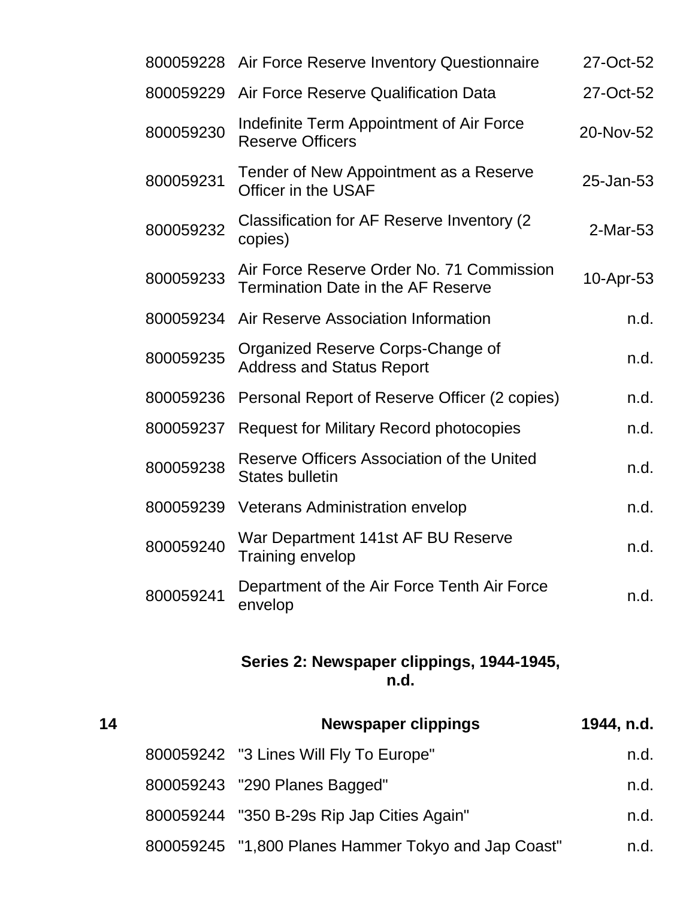| | | | |
|---|---|---|---|
| | 800059228 | Air Force Reserve Inventory Questionnaire | 27-Oct-52 |
| | 800059229 | Air Force Reserve Qualification Data | 27-Oct-52 |
| | 800059230 | Indefinite Term Appointment of Air Force Reserve Officers | 20-Nov-52 |
| | 800059231 | Tender of New Appointment as a Reserve Officer in the USAF | 25-Jan-53 |
| | 800059232 | Classification for AF Reserve Inventory (2 copies) | 2-Mar-53 |
| | 800059233 | Air Force Reserve Order No. 71 Commission Termination Date in the AF Reserve | 10-Apr-53 |
| | 800059234 | Air Reserve Association Information | n.d. |
| | 800059235 | Organized Reserve Corps-Change of Address and Status Report | n.d. |
| | 800059236 | Personal Report of Reserve Officer (2 copies) | n.d. |
| | 800059237 | Request for Military Record photocopies | n.d. |
| | 800059238 | Reserve Officers Association of the United States bulletin | n.d. |
| | 800059239 | Veterans Administration envelop | n.d. |
| | 800059240 | War Department 141st AF BU Reserve Training envelop | n.d. |
| | 800059241 | Department of the Air Force Tenth Air Force envelop | n.d. |

**Series 2: Newspaper clippings, 1944-1945, n.d.**

| | | | |
|---|---|---|---|
| **14** | | **Newspaper clippings** | **1944, n.d.** |
| | 800059242 | "3 Lines Will Fly To Europe" | n.d. |
| | 800059243 | "290 Planes Bagged" | n.d. |
| | 800059244 | "350 B-29s Rip Jap Cities Again" | n.d. |
| | 800059245 | "1,800 Planes Hammer Tokyo and Jap Coast" | n.d. |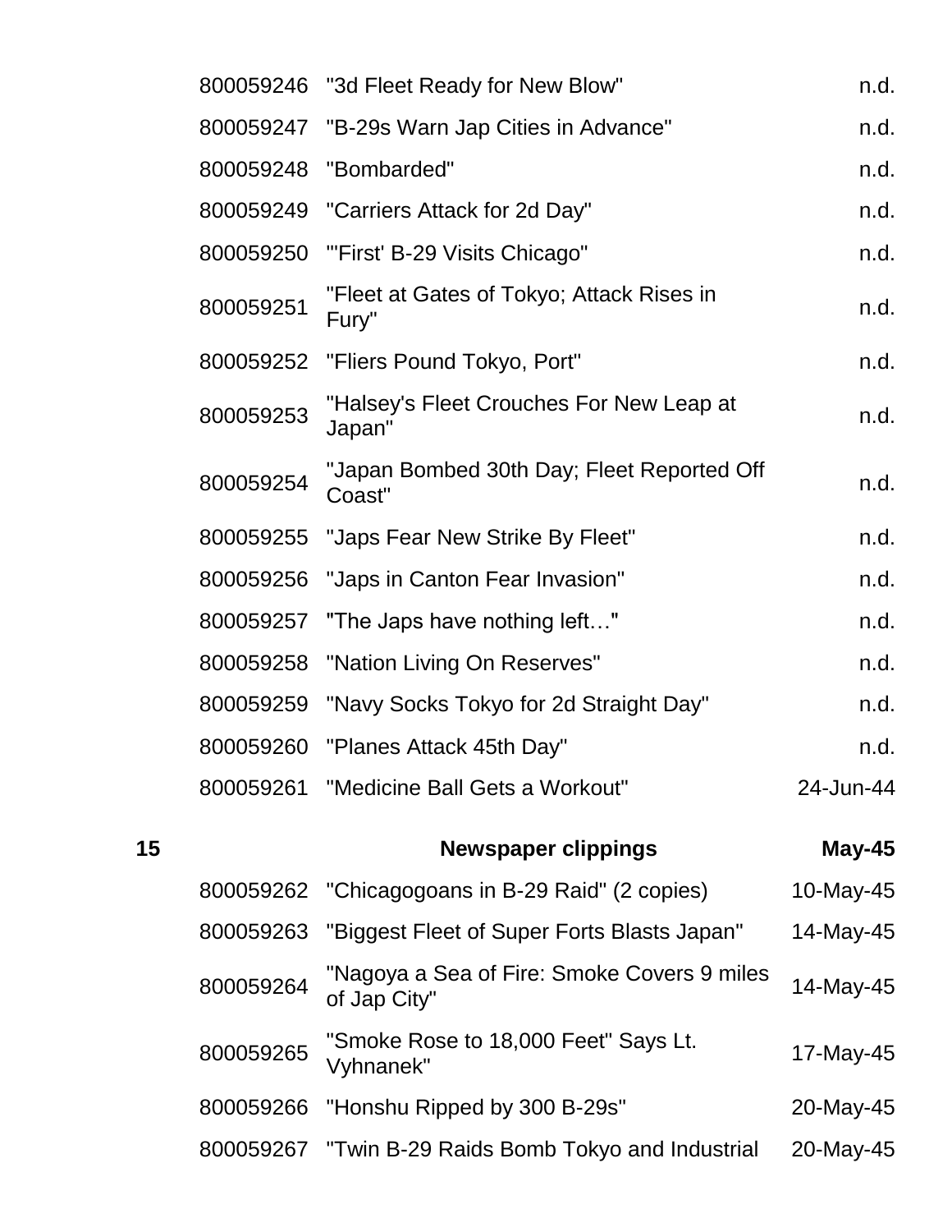| | | | |
|---|---|---|---|
| | 800059246 | "3d Fleet Ready for New Blow" | n.d. |
| | 800059247 | "B-29s Warn Jap Cities in Advance" | n.d. |
| | 800059248 | "Bombarded" | n.d. |
| | 800059249 | "Carriers Attack for 2d Day" | n.d. |
| | 800059250 | "'First' B-29 Visits Chicago" | n.d. |
| | 800059251 | "Fleet at Gates of Tokyo; Attack Rises in Fury" | n.d. |
| | 800059252 | "Fliers Pound Tokyo, Port" | n.d. |
| | 800059253 | "Halsey's Fleet Crouches For New Leap at Japan" | n.d. |
| | 800059254 | "Japan Bombed 30th Day; Fleet Reported Off Coast" | n.d. |
| | 800059255 | "Japs Fear New Strike By Fleet" | n.d. |
| | 800059256 | "Japs in Canton Fear Invasion" | n.d. |
| | 800059257 | "The Japs have nothing left…" | n.d. |
| | 800059258 | "Nation Living On Reserves" | n.d. |
| | 800059259 | "Navy Socks Tokyo for 2d Straight Day" | n.d. |
| | 800059260 | "Planes Attack 45th Day" | n.d. |
| | 800059261 | "Medicine Ball Gets a Workout" | 24-Jun-44 |
| **15** | | **Newspaper clippings** | **May-45** |
| | 800059262 | "Chicagogoans in B-29 Raid" (2 copies) | 10-May-45 |
| | 800059263 | "Biggest Fleet of Super Forts Blasts Japan" | 14-May-45 |
| | 800059264 | "Nagoya a Sea of Fire: Smoke Covers 9 miles of Jap City" | 14-May-45 |
| | 800059265 | "Smoke Rose to 18,000 Feet" Says Lt. Vyhnanek" | 17-May-45 |
| | 800059266 | "Honshu Ripped by 300 B-29s" | 20-May-45 |
| | 800059267 | "Twin B-29 Raids Bomb Tokyo and Industrial | 20-May-45 |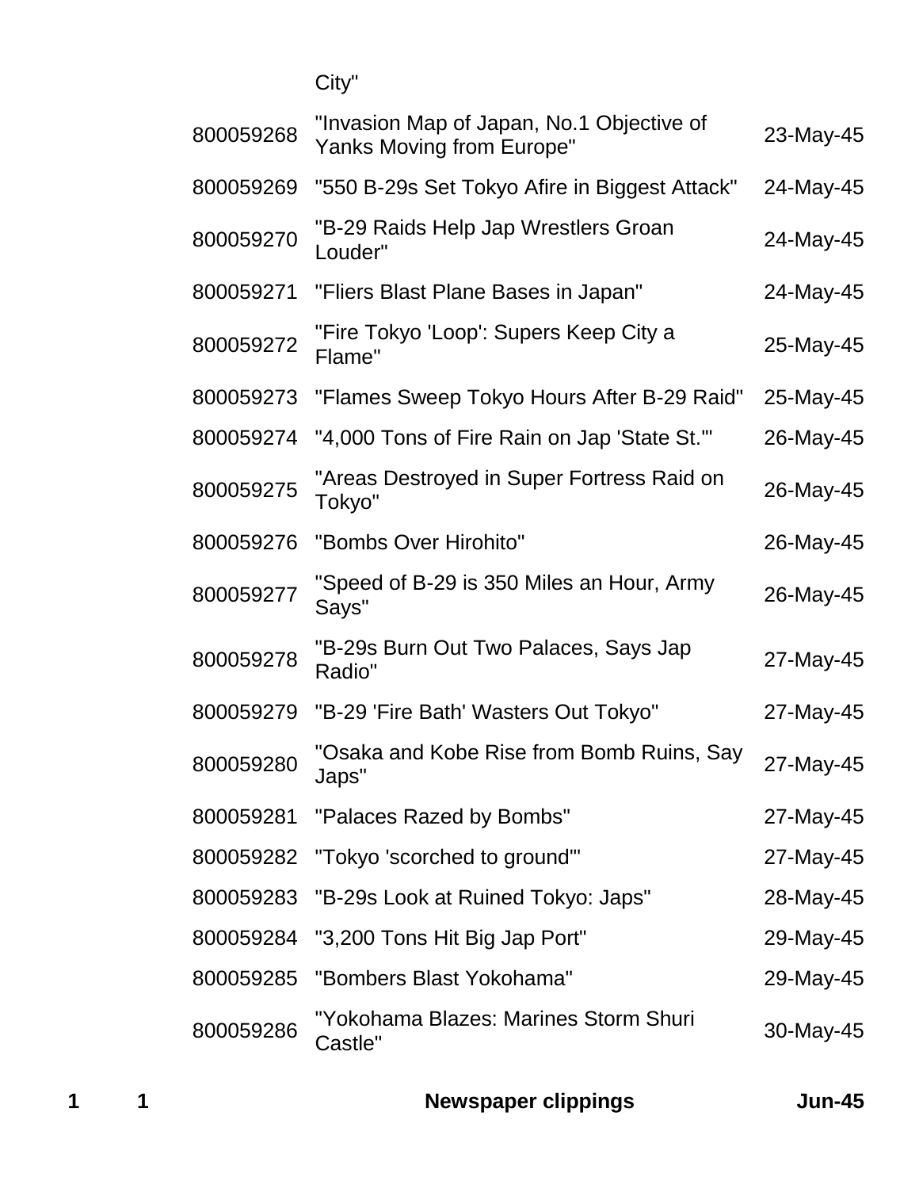| | | | | |
|---|---|---|---|---|
| | | | City" | |
| | | 800059268 | "Invasion Map of Japan, No.1 Objective of Yanks Moving from Europe" | 23-May-45 |
| | | 800059269 | "550 B-29s Set Tokyo Afire in Biggest Attack" | 24-May-45 |
| | | 800059270 | "B-29 Raids Help Jap Wrestlers Groan Louder" | 24-May-45 |
| | | 800059271 | "Fliers Blast Plane Bases in Japan" | 24-May-45 |
| | | 800059272 | "Fire Tokyo 'Loop': Supers Keep City a Flame" | 25-May-45 |
| | | 800059273 | "Flames Sweep Tokyo Hours After B-29 Raid" | 25-May-45 |
| | | 800059274 | "4,000 Tons of Fire Rain on Jap 'State St.'" | 26-May-45 |
| | | 800059275 | "Areas Destroyed in Super Fortress Raid on Tokyo" | 26-May-45 |
| | | 800059276 | "Bombs Over Hirohito" | 26-May-45 |
| | | 800059277 | "Speed of B-29 is 350 Miles an Hour, Army Says" | 26-May-45 |
| | | 800059278 | "B-29s Burn Out Two Palaces, Says Jap Radio" | 27-May-45 |
| | | 800059279 | "B-29 'Fire Bath' Wasters Out Tokyo" | 27-May-45 |
| | | 800059280 | "Osaka and Kobe Rise from Bomb Ruins, Say Japs" | 27-May-45 |
| | | 800059281 | "Palaces Razed by Bombs" | 27-May-45 |
| | | 800059282 | "Tokyo 'scorched to ground'" | 27-May-45 |
| | | 800059283 | "B-29s Look at Ruined Tokyo: Japs" | 28-May-45 |
| | | 800059284 | "3,200 Tons Hit Big Jap Port" | 29-May-45 |
| | | 800059285 | "Bombers Blast Yokohama" | 29-May-45 |
| | | 800059286 | "Yokohama Blazes: Marines Storm Shuri Castle" | 30-May-45 |
| **1** | **1** | | **Newspaper clippings** | **Jun-45** |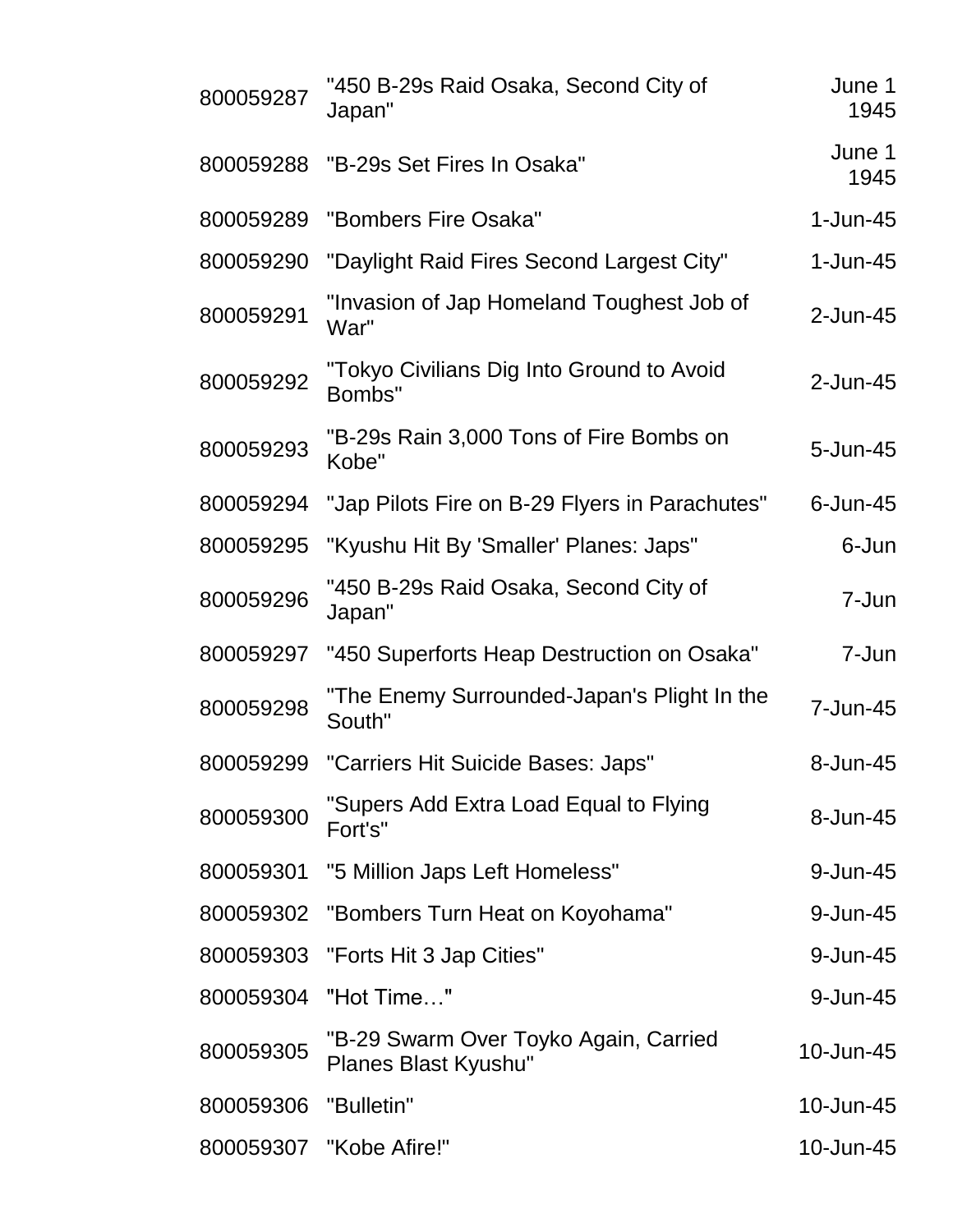| | | |
|---|---|---|
| 800059287 | "450 B-29s Raid Osaka, Second City of Japan" | June 1 1945 |
| 800059288 | "B-29s Set Fires In Osaka" | June 1 1945 |
| 800059289 | "Bombers Fire Osaka" | 1-Jun-45 |
| 800059290 | "Daylight Raid Fires Second Largest City" | 1-Jun-45 |
| 800059291 | "Invasion of Jap Homeland Toughest Job of War" | 2-Jun-45 |
| 800059292 | "Tokyo Civilians Dig Into Ground to Avoid Bombs" | 2-Jun-45 |
| 800059293 | "B-29s Rain 3,000 Tons of Fire Bombs on Kobe" | 5-Jun-45 |
| 800059294 | "Jap Pilots Fire on B-29 Flyers in Parachutes" | 6-Jun-45 |
| 800059295 | "Kyushu Hit By 'Smaller' Planes: Japs" | 6-Jun |
| 800059296 | "450 B-29s Raid Osaka, Second City of Japan" | 7-Jun |
| 800059297 | "450 Superforts Heap Destruction on Osaka" | 7-Jun |
| 800059298 | "The Enemy Surrounded-Japan's Plight In the South" | 7-Jun-45 |
| 800059299 | "Carriers Hit Suicide Bases: Japs" | 8-Jun-45 |
| 800059300 | "Supers Add Extra Load Equal to Flying Fort's" | 8-Jun-45 |
| 800059301 | "5 Million Japs Left Homeless" | 9-Jun-45 |
| 800059302 | "Bombers Turn Heat on Koyohama" | 9-Jun-45 |
| 800059303 | "Forts Hit 3 Jap Cities" | 9-Jun-45 |
| 800059304 | "Hot Time…" | 9-Jun-45 |
| 800059305 | "B-29 Swarm Over Toyko Again, Carried Planes Blast Kyushu" | 10-Jun-45 |
| 800059306 | "Bulletin" | 10-Jun-45 |
| 800059307 | "Kobe Afire!" | 10-Jun-45 |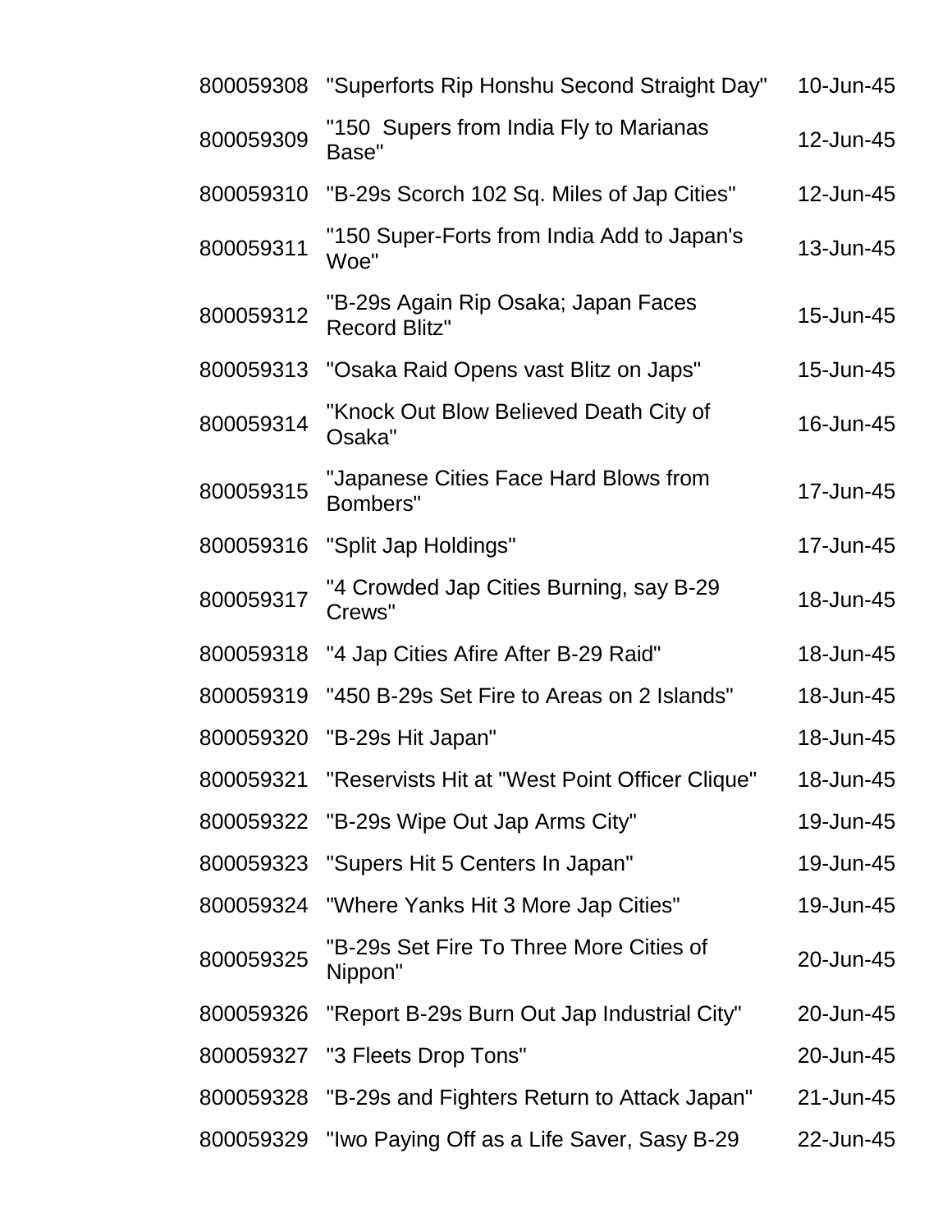| | | |
|---|---|---|
| 800059308 | "Superforts Rip Honshu Second Straight Day" | 10-Jun-45 |
| 800059309 | "150  Supers from India Fly to Marianas Base" | 12-Jun-45 |
| 800059310 | "B-29s Scorch 102 Sq. Miles of Jap Cities" | 12-Jun-45 |
| 800059311 | "150 Super-Forts from India Add to Japan's Woe" | 13-Jun-45 |
| 800059312 | "B-29s Again Rip Osaka; Japan Faces Record Blitz" | 15-Jun-45 |
| 800059313 | "Osaka Raid Opens vast Blitz on Japs" | 15-Jun-45 |
| 800059314 | "Knock Out Blow Believed Death City of Osaka" | 16-Jun-45 |
| 800059315 | "Japanese Cities Face Hard Blows from Bombers" | 17-Jun-45 |
| 800059316 | "Split Jap Holdings" | 17-Jun-45 |
| 800059317 | "4 Crowded Jap Cities Burning, say B-29 Crews" | 18-Jun-45 |
| 800059318 | "4 Jap Cities Afire After B-29 Raid" | 18-Jun-45 |
| 800059319 | "450 B-29s Set Fire to Areas on 2 Islands" | 18-Jun-45 |
| 800059320 | "B-29s Hit Japan" | 18-Jun-45 |
| 800059321 | "Reservists Hit at "West Point Officer Clique" | 18-Jun-45 |
| 800059322 | "B-29s Wipe Out Jap Arms City" | 19-Jun-45 |
| 800059323 | "Supers Hit 5 Centers In Japan" | 19-Jun-45 |
| 800059324 | "Where Yanks Hit 3 More Jap Cities" | 19-Jun-45 |
| 800059325 | "B-29s Set Fire To Three More Cities of Nippon" | 20-Jun-45 |
| 800059326 | "Report B-29s Burn Out Jap Industrial City" | 20-Jun-45 |
| 800059327 | "3 Fleets Drop Tons" | 20-Jun-45 |
| 800059328 | "B-29s and Fighters Return to Attack Japan" | 21-Jun-45 |
| 800059329 | "Iwo Paying Off as a Life Saver, Sasy B-29 | 22-Jun-45 |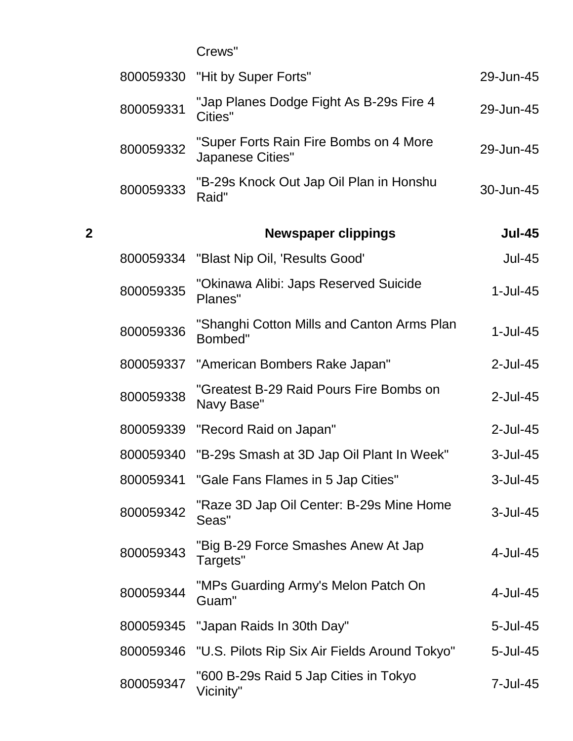| | | | |
|---|---|---|---|
| | | Crews" | |
| | 800059330 | "Hit by Super Forts" | 29-Jun-45 |
| | 800059331 | "Jap Planes Dodge Fight As B-29s Fire 4 Cities" | 29-Jun-45 |
| | 800059332 | "Super Forts Rain Fire Bombs on 4 More Japanese Cities" | 29-Jun-45 |
| | 800059333 | "B-29s Knock Out Jap Oil Plan in Honshu Raid" | 30-Jun-45 |
| **2** | | **Newspaper clippings** | **Jul-45** |
| | 800059334 | "Blast Nip Oil, 'Results Good' | Jul-45 |
| | 800059335 | "Okinawa Alibi: Japs Reserved Suicide Planes" | 1-Jul-45 |
| | 800059336 | "Shanghi Cotton Mills and Canton Arms Plan Bombed" | 1-Jul-45 |
| | 800059337 | "American Bombers Rake Japan" | 2-Jul-45 |
| | 800059338 | "Greatest B-29 Raid Pours Fire Bombs on Navy Base" | 2-Jul-45 |
| | 800059339 | "Record Raid on Japan" | 2-Jul-45 |
| | 800059340 | "B-29s Smash at 3D Jap Oil Plant In Week" | 3-Jul-45 |
| | 800059341 | "Gale Fans Flames in 5 Jap Cities" | 3-Jul-45 |
| | 800059342 | "Raze 3D Jap Oil Center: B-29s Mine Home Seas" | 3-Jul-45 |
| | 800059343 | "Big B-29 Force Smashes Anew At Jap Targets" | 4-Jul-45 |
| | 800059344 | "MPs Guarding Army's Melon Patch On Guam" | 4-Jul-45 |
| | 800059345 | "Japan Raids In 30th Day" | 5-Jul-45 |
| | 800059346 | "U.S. Pilots Rip Six Air Fields Around Tokyo" | 5-Jul-45 |
| | 800059347 | "600 B-29s Raid 5 Jap Cities in Tokyo Vicinity" | 7-Jul-45 |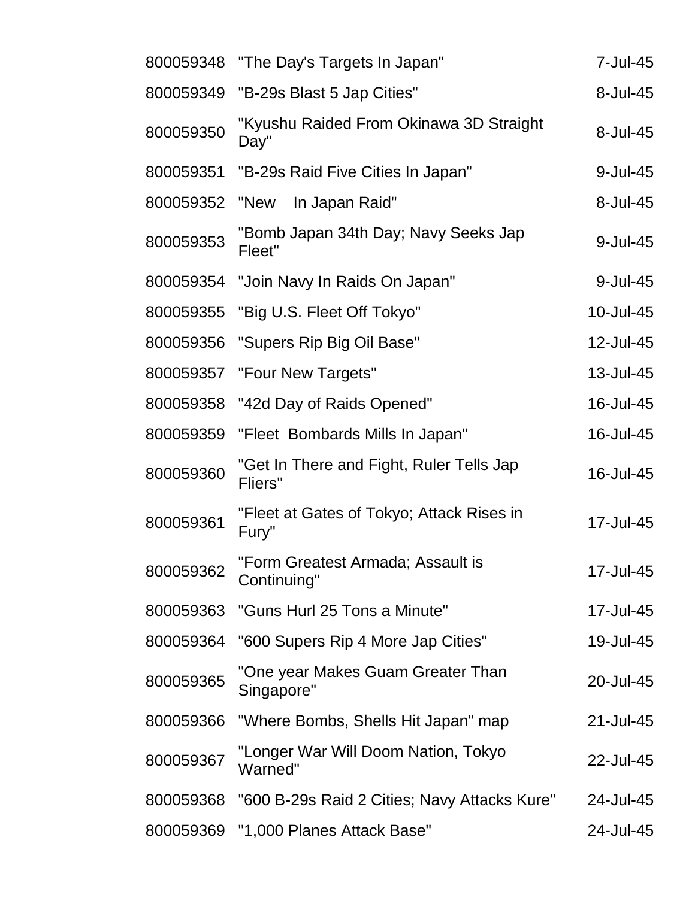| | | |
|---|---|---|
| 800059348 | "The Day's Targets In Japan" | 7-Jul-45 |
| 800059349 | "B-29s Blast 5 Jap Cities" | 8-Jul-45 |
| 800059350 | "Kyushu Raided From Okinawa 3D Straight Day" | 8-Jul-45 |
| 800059351 | "B-29s Raid Five Cities In Japan" | 9-Jul-45 |
| 800059352 | "New In Japan Raid" | 8-Jul-45 |
| 800059353 | "Bomb Japan 34th Day; Navy Seeks Jap Fleet" | 9-Jul-45 |
| 800059354 | "Join Navy In Raids On Japan" | 9-Jul-45 |
| 800059355 | "Big U.S. Fleet Off Tokyo" | 10-Jul-45 |
| 800059356 | "Supers Rip Big Oil Base" | 12-Jul-45 |
| 800059357 | "Four New Targets" | 13-Jul-45 |
| 800059358 | "42d Day of Raids Opened" | 16-Jul-45 |
| 800059359 | "Fleet Bombards Mills In Japan" | 16-Jul-45 |
| 800059360 | "Get In There and Fight, Ruler Tells Jap Fliers" | 16-Jul-45 |
| 800059361 | "Fleet at Gates of Tokyo; Attack Rises in Fury" | 17-Jul-45 |
| 800059362 | "Form Greatest Armada; Assault is Continuing" | 17-Jul-45 |
| 800059363 | "Guns Hurl 25 Tons a Minute" | 17-Jul-45 |
| 800059364 | "600 Supers Rip 4 More Jap Cities" | 19-Jul-45 |
| 800059365 | "One year Makes Guam Greater Than Singapore" | 20-Jul-45 |
| 800059366 | "Where Bombs, Shells Hit Japan" map | 21-Jul-45 |
| 800059367 | "Longer War Will Doom Nation, Tokyo Warned" | 22-Jul-45 |
| 800059368 | "600 B-29s Raid 2 Cities; Navy Attacks Kure" | 24-Jul-45 |
| 800059369 | "1,000 Planes Attack Base" | 24-Jul-45 |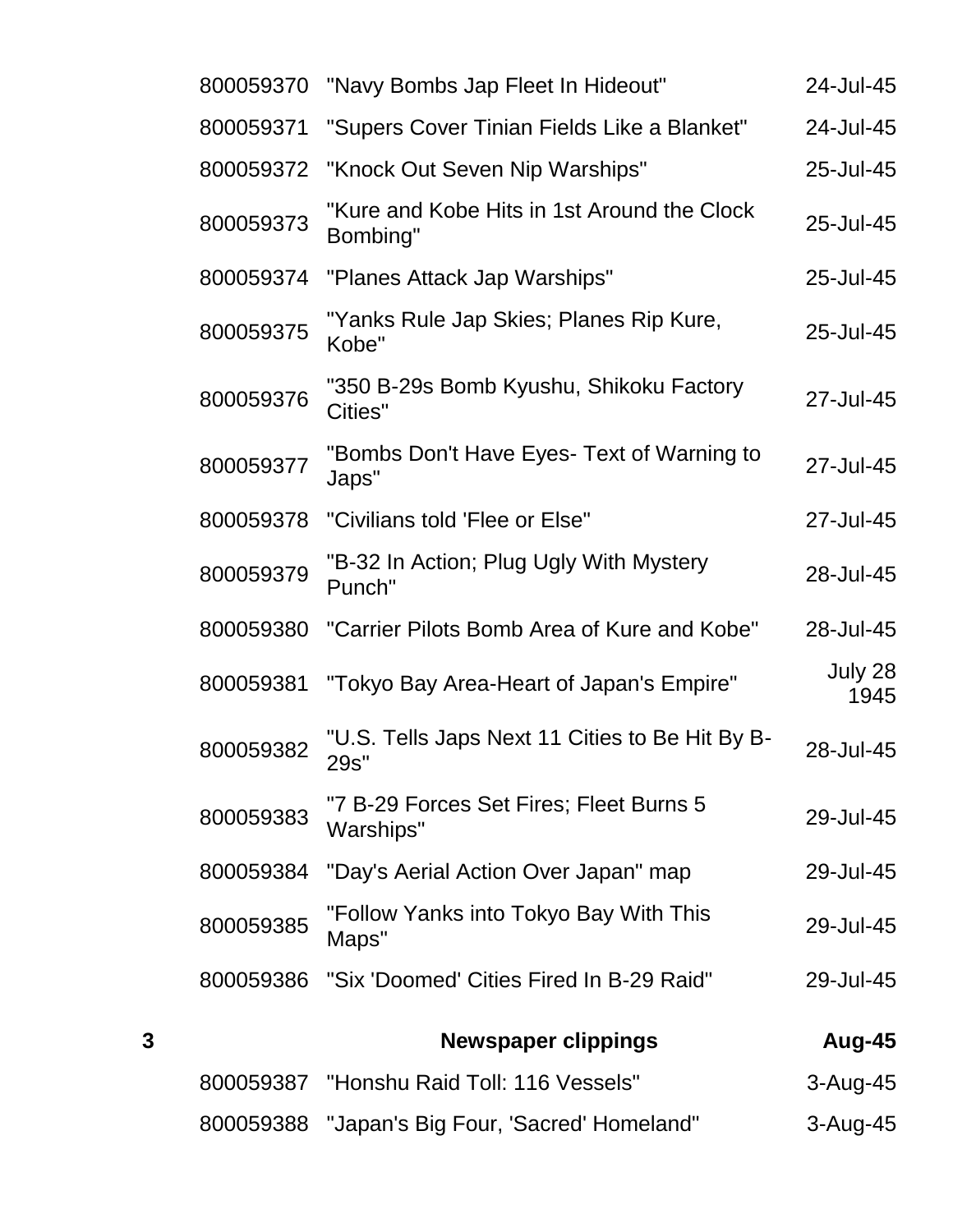| | | | |
|---|---|---|---|
| | 800059370 | "Navy Bombs Jap Fleet In Hideout" | 24-Jul-45 |
| | 800059371 | "Supers Cover Tinian Fields Like a Blanket" | 24-Jul-45 |
| | 800059372 | "Knock Out Seven Nip Warships" | 25-Jul-45 |
| | 800059373 | "Kure and Kobe Hits in 1st Around the Clock Bombing" | 25-Jul-45 |
| | 800059374 | "Planes Attack Jap Warships" | 25-Jul-45 |
| | 800059375 | "Yanks Rule Jap Skies; Planes Rip Kure, Kobe" | 25-Jul-45 |
| | 800059376 | "350 B-29s Bomb Kyushu, Shikoku Factory Cities" | 27-Jul-45 |
| | 800059377 | "Bombs Don't Have Eyes- Text of Warning to Japs" | 27-Jul-45 |
| | 800059378 | "Civilians told 'Flee or Else" | 27-Jul-45 |
| | 800059379 | "B-32 In Action; Plug Ugly With Mystery Punch" | 28-Jul-45 |
| | 800059380 | "Carrier Pilots Bomb Area of Kure and Kobe" | 28-Jul-45 |
| | 800059381 | "Tokyo Bay Area-Heart of Japan's Empire" | July 28 1945 |
| | 800059382 | "U.S. Tells Japs Next 11 Cities to Be Hit By B-29s" | 28-Jul-45 |
| | 800059383 | "7 B-29 Forces Set Fires; Fleet Burns 5 Warships" | 29-Jul-45 |
| | 800059384 | "Day's Aerial Action Over Japan" map | 29-Jul-45 |
| | 800059385 | "Follow Yanks into Tokyo Bay With This Maps" | 29-Jul-45 |
| | 800059386 | "Six 'Doomed' Cities Fired In B-29 Raid" | 29-Jul-45 |
| **3** | | **Newspaper clippings** | **Aug-45** |
| | 800059387 | "Honshu Raid Toll: 116 Vessels" | 3-Aug-45 |
| | 800059388 | "Japan's Big Four, 'Sacred' Homeland" | 3-Aug-45 |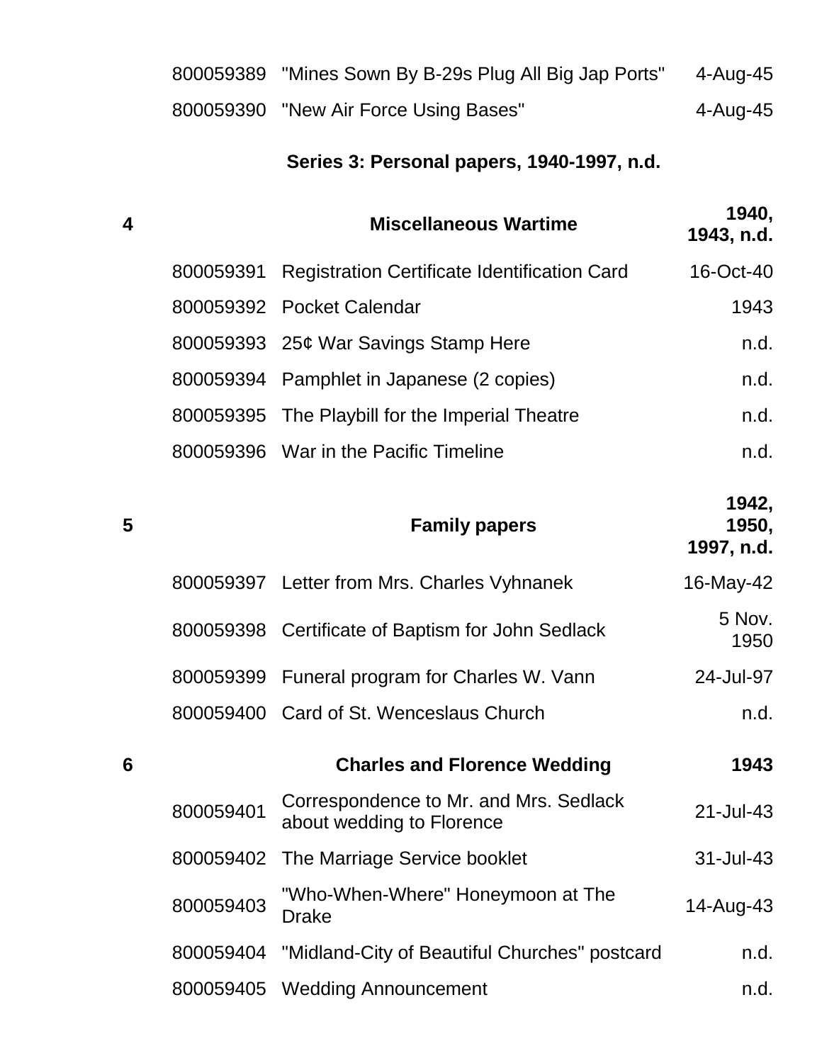| | | | |
|---|---|---|---|
| | 800059389 | "Mines Sown By B-29s Plug All Big Jap Ports" | 4-Aug-45 |
| | 800059390 | "New Air Force Using Bases" | 4-Aug-45 |

## Series 3: Personal papers, 1940-1997, n.d.

| | | | |
|---|---|---|---|
| **4** | | **Miscellaneous Wartime** | **1940, 1943, n.d.** |
| | 800059391 | Registration Certificate Identification Card | 16-Oct-40 |
| | 800059392 | Pocket Calendar | 1943 |
| | 800059393 | 25¢ War Savings Stamp Here | n.d. |
| | 800059394 | Pamphlet in Japanese (2 copies) | n.d. |
| | 800059395 | The Playbill for the Imperial Theatre | n.d. |
| | 800059396 | War in the Pacific Timeline | n.d. |
| **5** | | **Family papers** | **1942, 1950, 1997, n.d.** |
| | 800059397 | Letter from Mrs. Charles Vyhnanek | 16-May-42 |
| | 800059398 | Certificate of Baptism for John Sedlack | 5 Nov. 1950 |
| | 800059399 | Funeral program for Charles W. Vann | 24-Jul-97 |
| | 800059400 | Card of St. Wenceslaus Church | n.d. |
| **6** | | **Charles and Florence Wedding** | **1943** |
| | 800059401 | Correspondence to Mr. and Mrs. Sedlack about wedding to Florence | 21-Jul-43 |
| | 800059402 | The Marriage Service booklet | 31-Jul-43 |
| | 800059403 | "Who-When-Where" Honeymoon at The Drake | 14-Aug-43 |
| | 800059404 | "Midland-City of Beautiful Churches" postcard | n.d. |
| | 800059405 | Wedding Announcement | n.d. |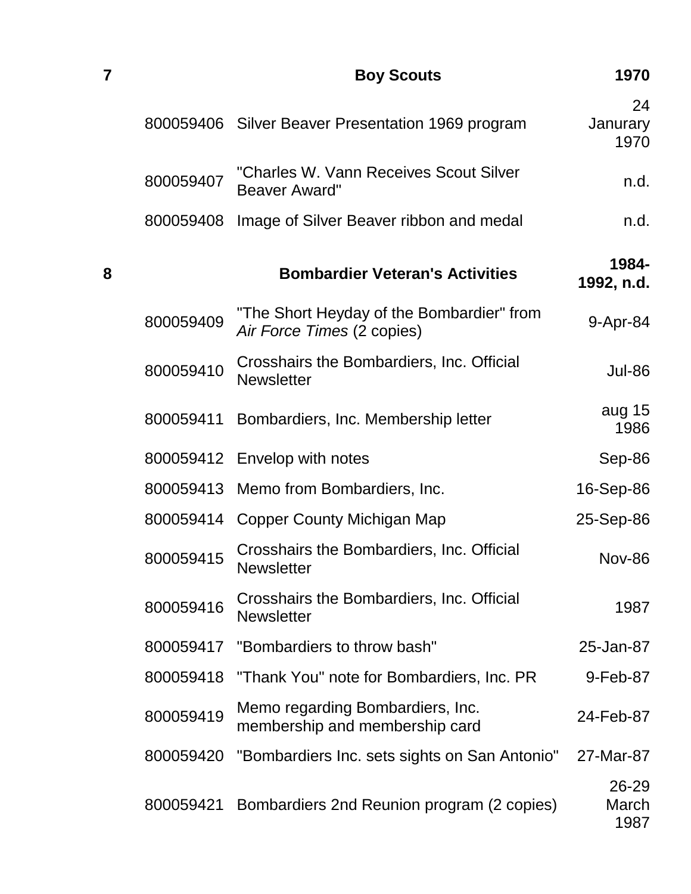| 7 | | **Boy Scouts** | **1970** |
|---|---|---|---|
| | 800059406 | Silver Beaver Presentation 1969 program | 24 Janurary 1970 |
| | 800059407 | "Charles W. Vann Receives Scout Silver Beaver Award" | n.d. |
| | 800059408 | Image of Silver Beaver ribbon and medal | n.d. |
| **8** | | **Bombardier Veteran's Activities** | **1984-1992, n.d.** |
| | 800059409 | "The Short Heyday of the Bombardier" from *Air Force Times* (2 copies) | 9-Apr-84 |
| | 800059410 | Crosshairs the Bombardiers, Inc. Official Newsletter | Jul-86 |
| | 800059411 | Bombardiers, Inc. Membership letter | aug 15 1986 |
| | 800059412 | Envelop with notes | Sep-86 |
| | 800059413 | Memo from Bombardiers, Inc. | 16-Sep-86 |
| | 800059414 | Copper County Michigan Map | 25-Sep-86 |
| | 800059415 | Crosshairs the Bombardiers, Inc. Official Newsletter | Nov-86 |
| | 800059416 | Crosshairs the Bombardiers, Inc. Official Newsletter | 1987 |
| | 800059417 | "Bombardiers to throw bash" | 25-Jan-87 |
| | 800059418 | "Thank You" note for Bombardiers, Inc. PR | 9-Feb-87 |
| | 800059419 | Memo regarding Bombardiers, Inc. membership and membership card | 24-Feb-87 |
| | 800059420 | "Bombardiers Inc. sets sights on San Antonio" | 27-Mar-87 |
| | 800059421 | Bombardiers 2nd Reunion program (2 copies) | 26-29 March 1987 |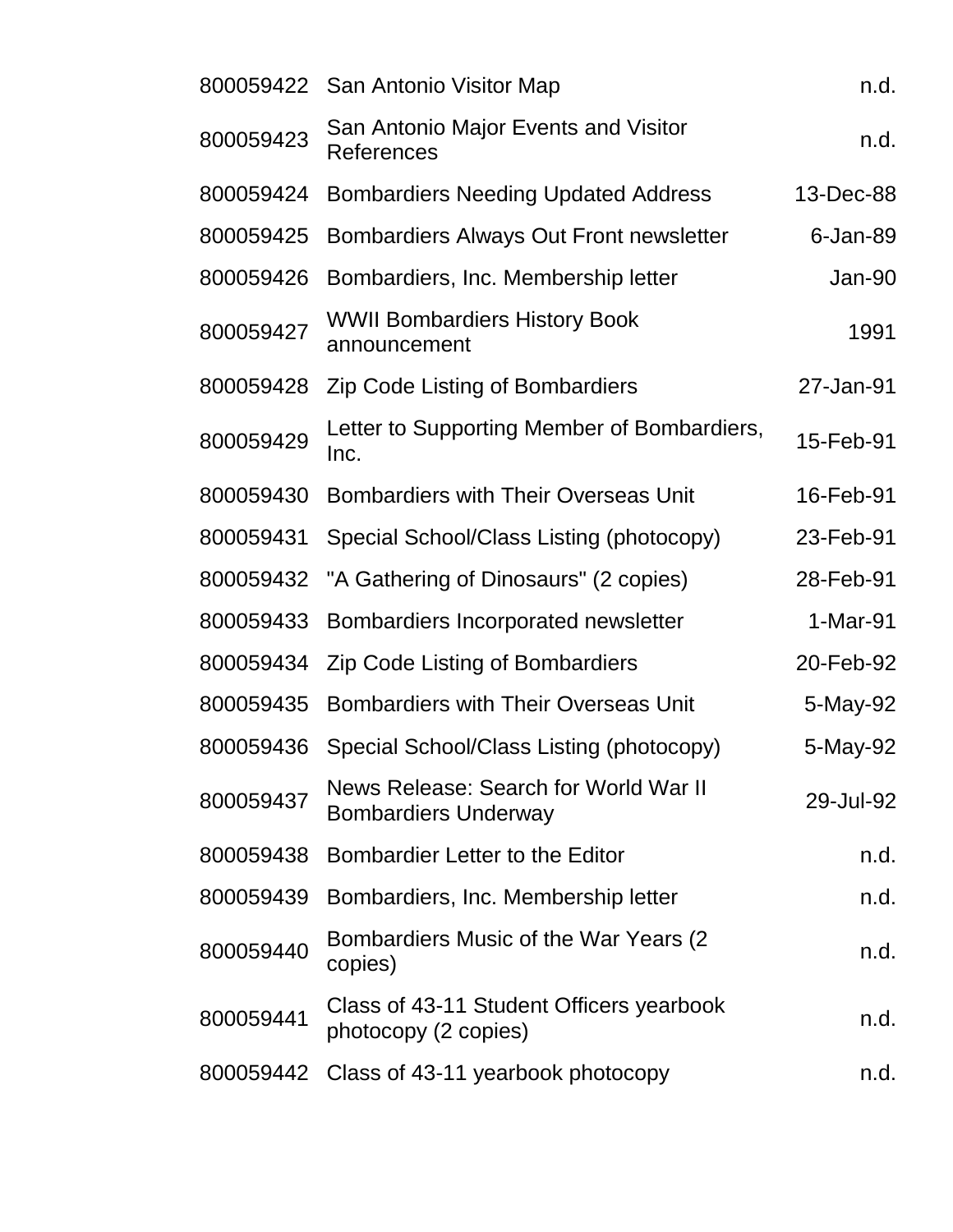| | | |
|---|---|---|
| 800059422 | San Antonio Visitor Map | n.d. |
| 800059423 | San Antonio Major Events and Visitor References | n.d. |
| 800059424 | Bombardiers Needing Updated Address | 13-Dec-88 |
| 800059425 | Bombardiers Always Out Front newsletter | 6-Jan-89 |
| 800059426 | Bombardiers, Inc. Membership letter | Jan-90 |
| 800059427 | WWII Bombardiers History Book announcement | 1991 |
| 800059428 | Zip Code Listing of Bombardiers | 27-Jan-91 |
| 800059429 | Letter to Supporting Member of Bombardiers, Inc. | 15-Feb-91 |
| 800059430 | Bombardiers with Their Overseas Unit | 16-Feb-91 |
| 800059431 | Special School/Class Listing (photocopy) | 23-Feb-91 |
| 800059432 | "A Gathering of Dinosaurs" (2 copies) | 28-Feb-91 |
| 800059433 | Bombardiers Incorporated newsletter | 1-Mar-91 |
| 800059434 | Zip Code Listing of Bombardiers | 20-Feb-92 |
| 800059435 | Bombardiers with Their Overseas Unit | 5-May-92 |
| 800059436 | Special School/Class Listing (photocopy) | 5-May-92 |
| 800059437 | News Release: Search for World War II Bombardiers Underway | 29-Jul-92 |
| 800059438 | Bombardier Letter to the Editor | n.d. |
| 800059439 | Bombardiers, Inc. Membership letter | n.d. |
| 800059440 | Bombardiers Music of the War Years (2 copies) | n.d. |
| 800059441 | Class of 43-11 Student Officers yearbook photocopy (2 copies) | n.d. |
| 800059442 | Class of 43-11 yearbook photocopy | n.d. |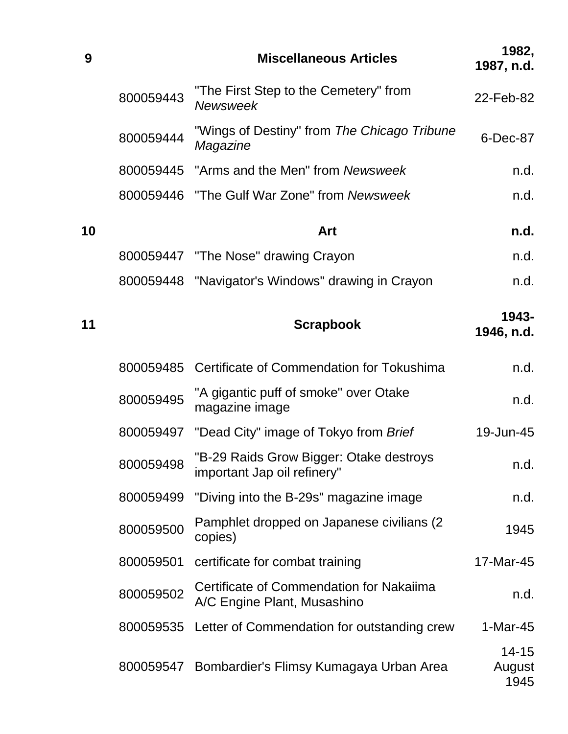| | | | |
|---|---|---|---|
| **9** | | **Miscellaneous Articles** | **1982, 1987, n.d.** |
| | 800059443 | "The First Step to the Cemetery" from *Newsweek* | 22-Feb-82 |
| | 800059444 | "Wings of Destiny" from *The Chicago Tribune Magazine* | 6-Dec-87 |
| | 800059445 | "Arms and the Men" from *Newsweek* | n.d. |
| | 800059446 | "The Gulf War Zone" from *Newsweek* | n.d. |
| **10** | | **Art** | **n.d.** |
| | 800059447 | "The Nose" drawing Crayon | n.d. |
| | 800059448 | "Navigator's Windows" drawing in Crayon | n.d. |
| **11** | | **Scrapbook** | **1943-1946, n.d.** |
| | 800059485 | Certificate of Commendation for Tokushima | n.d. |
| | 800059495 | "A gigantic puff of smoke" over Otake magazine image | n.d. |
| | 800059497 | "Dead City" image of Tokyo from *Brief* | 19-Jun-45 |
| | 800059498 | "B-29 Raids Grow Bigger: Otake destroys important Jap oil refinery" | n.d. |
| | 800059499 | "Diving into the B-29s" magazine image | n.d. |
| | 800059500 | Pamphlet dropped on Japanese civilians (2 copies) | 1945 |
| | 800059501 | certificate for combat training | 17-Mar-45 |
| | 800059502 | Certificate of Commendation for Nakaiima A/C Engine Plant, Musashino | n.d. |
| | 800059535 | Letter of Commendation for outstanding crew | 1-Mar-45 |
| | 800059547 | Bombardier's Flimsy Kumagaya Urban Area | 14-15 August 1945 |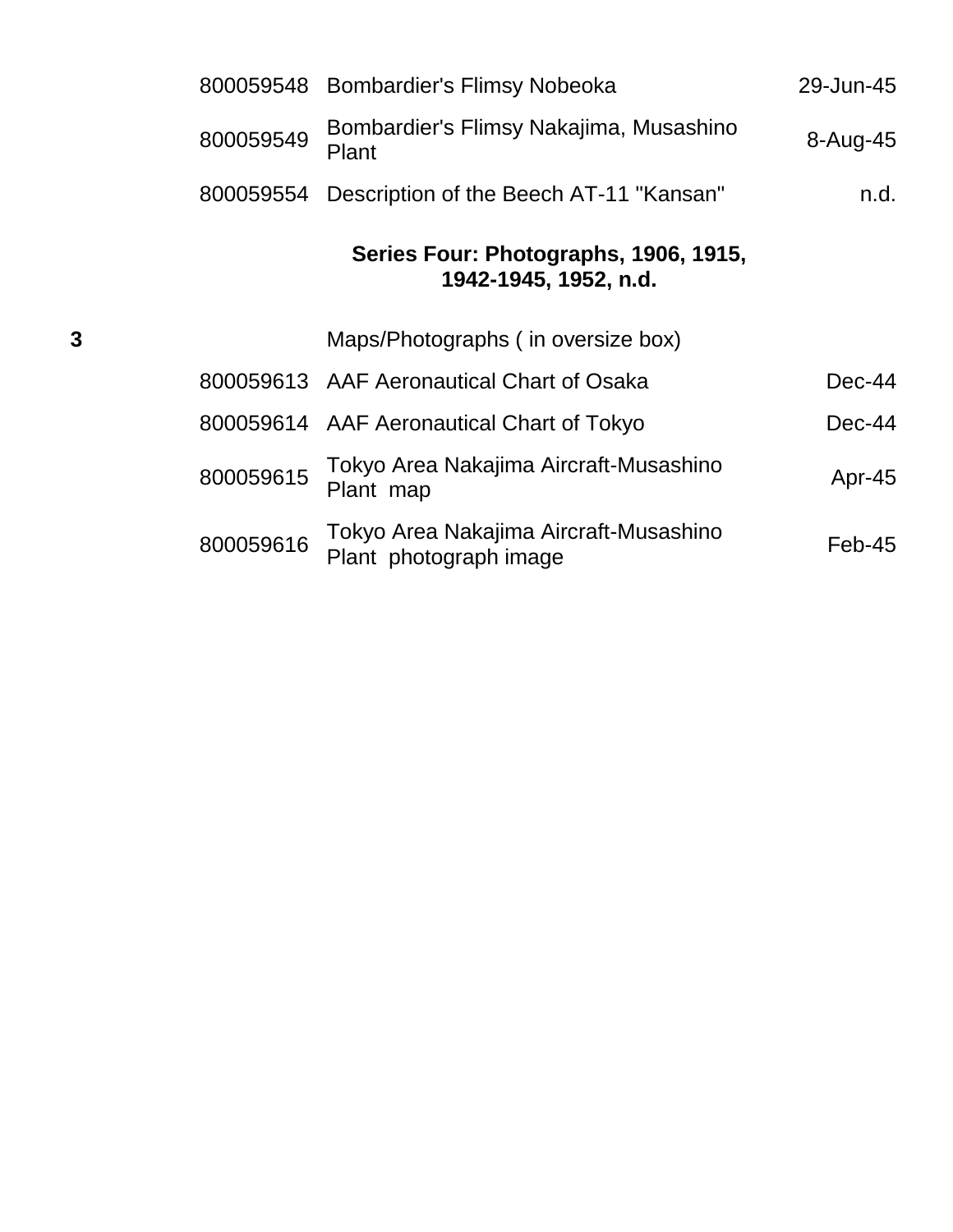| | | | |
|---|---|---|---|
| | 800059548 | Bombardier's Flimsy Nobeoka | 29-Jun-45 |
| | 800059549 | Bombardier's Flimsy Nakajima, Musashino Plant | 8-Aug-45 |
| | 800059554 | Description of the Beech AT-11 "Kansan" | n.d. |

**Series Four: Photographs, 1906, 1915, 1942-1945, 1952, n.d.**

| | | | |
|---|---|---|---|
| **3** | | Maps/Photographs ( in oversize box) | |
| | 800059613 | AAF Aeronautical Chart of Osaka | Dec-44 |
| | 800059614 | AAF Aeronautical Chart of Tokyo | Dec-44 |
| | 800059615 | Tokyo Area Nakajima Aircraft-Musashino Plant map | Apr-45 |
| | 800059616 | Tokyo Area Nakajima Aircraft-Musashino Plant photograph image | Feb-45 |